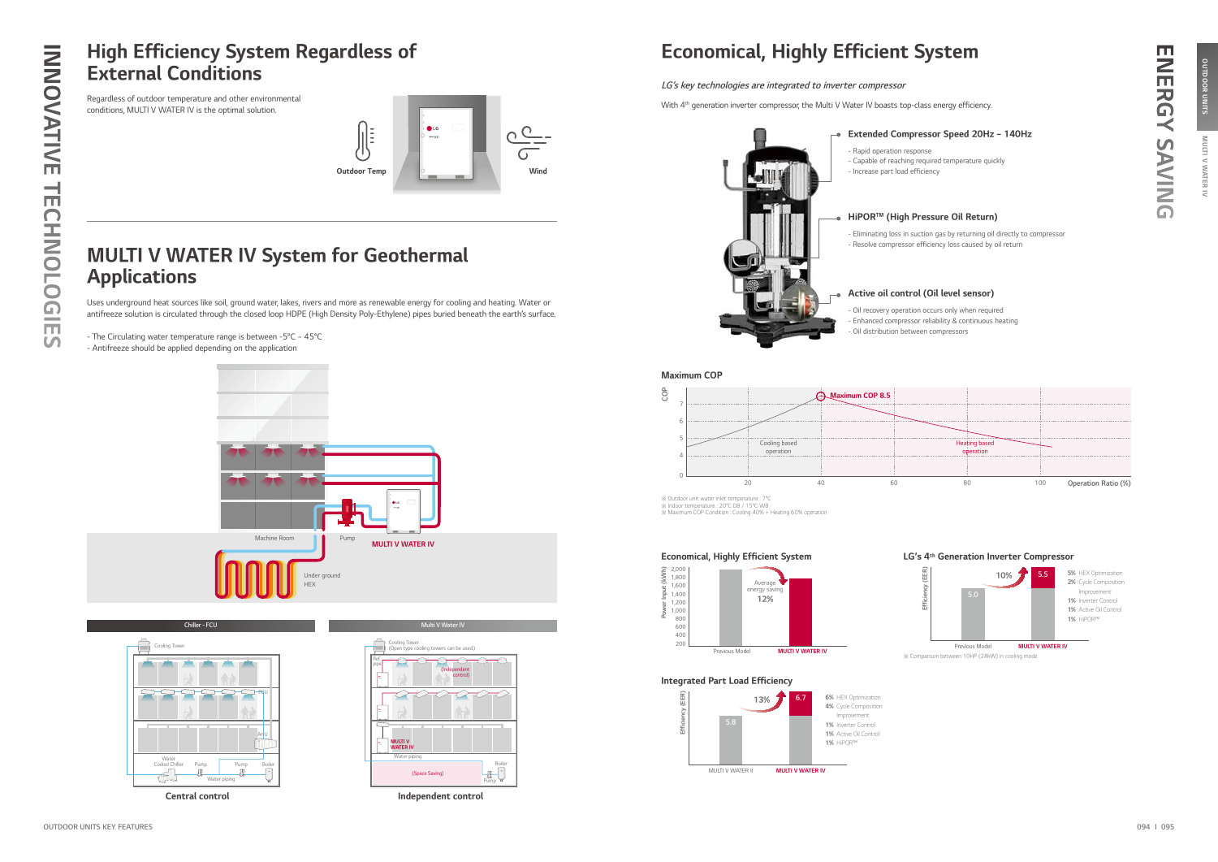# INNOVATIVE TECHNOLOGIES

## High Efficiency System Regardless of External Conditions

Regardless of outdoor temperature and other environmental conditions, MULTI V WATER IV is the optimal solution.

Outdoor Temp

Wind

## MULTI V WATER IV System for Geothermal Applications

Uses underground heat sources like soil, ground water, lakes, rivers and more as renewable energy for cooling and heating. Water or antifreeze solution is circulated through the closed loop HDPE (High Density Poly-Ethylene) pipes buried beneath the earth's surface.

- The Circulating water temperature range is between -5°C ~ 45°C
- Antifreeze should be applied depending on the application

Machine Room | Pump | MULTI V WATER IV | Under ground HEX

| Chiller - FCU | Multi V Water IV |
| --- | --- |
| Central control | Independent control |

# ENERGY SAVING

## Economical, Highly Efficient System

*LG's key technologies are integrated to inverter compressor*

With 4th generation inverter compressor, the Multi V Water IV boasts top-class energy efficiency.

### Extended Compressor Speed 20Hz ~ 140Hz

- Rapid operation response
- Capable of reaching required temperature quickly
- Increase part load efficiency

### HiPOR™ (High Pressure Oil Return)

- Eliminating loss in suction gas by returning oil directly to compressor
- Resolve compressor efficiency loss caused by oil return

### Active oil control (Oil level sensor)

- Oil recovery operation occurs only when required
- Enhanced compressor reliability & continuous heating
- Oil distribution between compressors

### Maximum COP

Maximum COP 8.5 — Cooling based operation / Heating based operation (COP vs. Operation Ratio (%))

※ Outdoor unit water inlet temperature : 7°C
※ Indoor temperature : 20°C DB / 15°C WB
※ Maximum COP Condition : Cooling 40% + Heating 60% operation

### Economical, Highly Efficient System

Power Input (kWh): Previous Model vs. MULTI V WATER IV — Average energy saving 12%

### LG's 4th Generation Inverter Compressor

Efficiency (EER): Previous Model 5.0 → MULTI V WATER IV 5.5 (10%)

- 5% HEX Optimization
- 2% Cycle Composition Improvement
- 1% Inverter Control
- 1% Active Oil Control
- 1% HiPOR™

※ Comparison between 10HP (28kW) in cooling mode

### Integrated Part Load Efficiency

Efficiency (EER): MULTI V WATER II 5.8 → MULTI V WATER IV 6.7 (13%)

- 6% HEX Optimization
- 4% Cycle Composition Improvement
- 1% Inverter Control
- 1% Active Oil Control
- 1% HiPOR™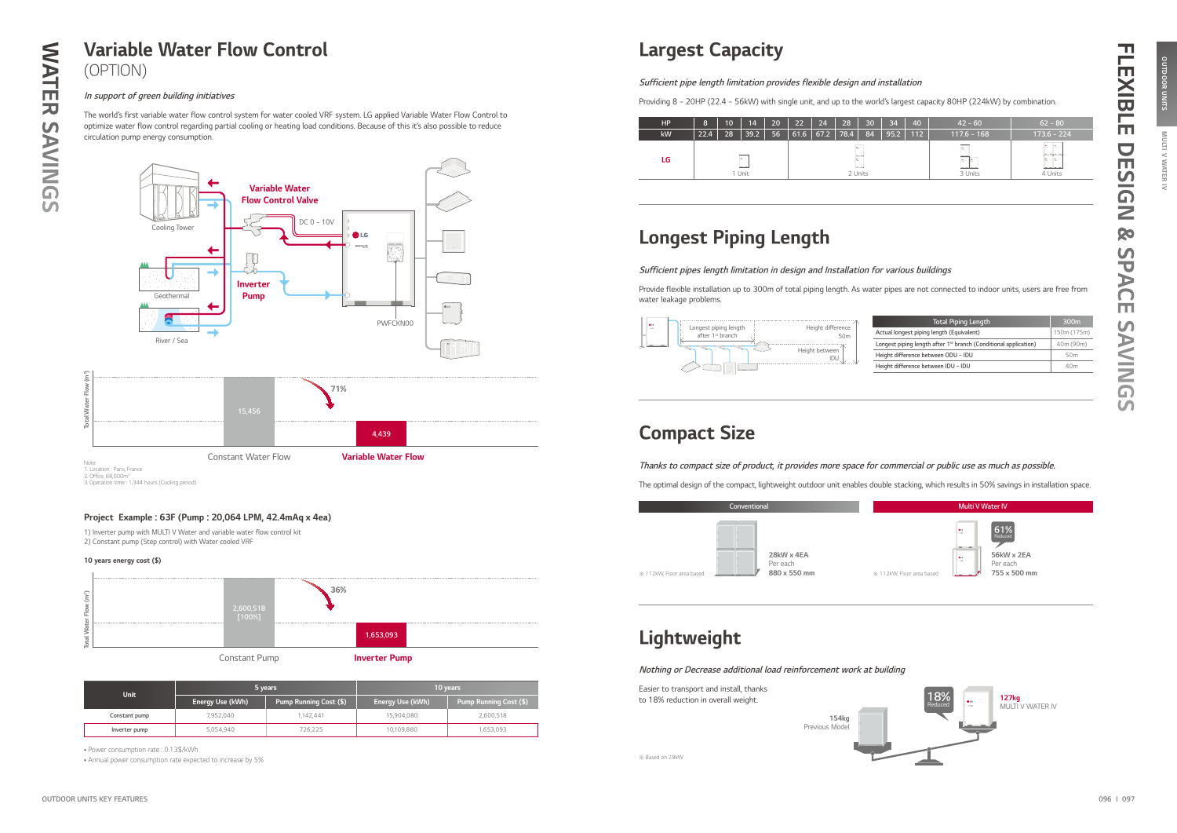# WATER SAVINGS

## Variable Water Flow Control
(OPTION)

*In support of green building initiatives*

The world's first variable water flow control system for water cooled VRF system. LG applied Variable Water Flow Control to optimize water flow control regarding partial cooling or heating load conditions. Because of this it's also possible to reduce circulation pump energy consumption.

Cooling Tower
Geothermal
River / Sea
Variable Water Flow Control Valve
DC 0 - 10V
Inverter Pump
PWFCKN00

Total Water Flow (m³)

| Constant Water Flow | Variable Water Flow |
|---|---|
| 15,456 | 4,439 |

71%

Note
1. Location : Paris, France
2. Office, 68,000m²
3. Operation time : 1,344 hours (Cooling period)

### Project Example : 63F (Pump : 20,064 LPM, 42.4mAq x 4ea)

1) Inverter pump with MULTI V Water and variable water flow control kit
2) Constant pump (Step control) with Water cooled VRF

**10 years energy cost ($)**

| Constant Pump | Inverter Pump |
|---|---|
| 2,600,518 [100%] | 1,653,093 |

36%

| Unit | 5 years | | 10 years | |
|---|---|---|---|---|
| | Energy Use (kWh) | Pump Running Cost ($) | Energy Use (kWh) | Pump Running Cost ($) |
| Constant pump | 7,952,040 | 1,142,441 | 15,904,080 | 2,600,518 |
| Inverter pump | 5,054,940 | 726,225 | 10,109,880 | 1,653,093 |

- Power consumption rate : 0.13$/kWh
- Annual power consumption rate expected to increase by 5%

# FLEXIBLE DESIGN & SPACE SAVINGS

## Largest Capacity

*Sufficient pipe length limitation provides flexible design and installation*

Providing 8 - 20HP (22.4 - 56kW) with single unit, and up to the world's largest capacity 80HP (224kW) by combination.

| HP | 8 | 10 | 14 | 20 | 22 | 24 | 28 | 30 | 34 | 40 | 42 ~ 60 | 62 ~ 80 |
|---|---|---|---|---|---|---|---|---|---|---|---|---|
| kW | 22.4 | 28 | 39.2 | 56 | 61.6 | 67.2 | 78.4 | 84 | 95.2 | 112 | 117.6 ~ 168 | 173.6 ~ 224 |
| LG | 1 Unit | | | | 2 Units | | | | | | 3 Units | 4 Units |

## Longest Piping Length

*Sufficient pipes length limitation in design and Installation for various buildings*

Provide flexible installation up to 300m of total piping length. As water pipes are not connected to indoor units, users are free from water leakage problems.

Longest piping length after 1st branch
Height difference 50m
Height between IDU

| Total Piping Length | 300m |
|---|---|
| Actual longest piping length (Equivalent) | 150m (175m) |
| Longest piping length after 1st branch (Conditional application) | 40m (90m) |
| Height difference between ODU ~ IDU | 50m |
| Height difference between IDU ~ IDU | 40m |

## Compact Size

*Thanks to compact size of product, it provides more space for commercial or public use as much as possible.*

The optimal design of the compact, lightweight outdoor unit enables double stacking, which results in 50% savings in installation space.

| Conventional | Multi V Water IV |
|---|---|
| 28kW x 4EA Per each 880 x 550 mm | 56kW x 2EA Per each 755 x 500 mm (61% Reduced) |
| ※ 112kW, Floor area based | ※ 112kW, Floor area based |

## Lightweight

*Nothing or Decrease additional load reinforcement work at building*

Easier to transport and install, thanks to 18% reduction in overall weight.

154kg Previous Model
127kg MULTI V WATER IV
18% Reduced

※ Based on 28kW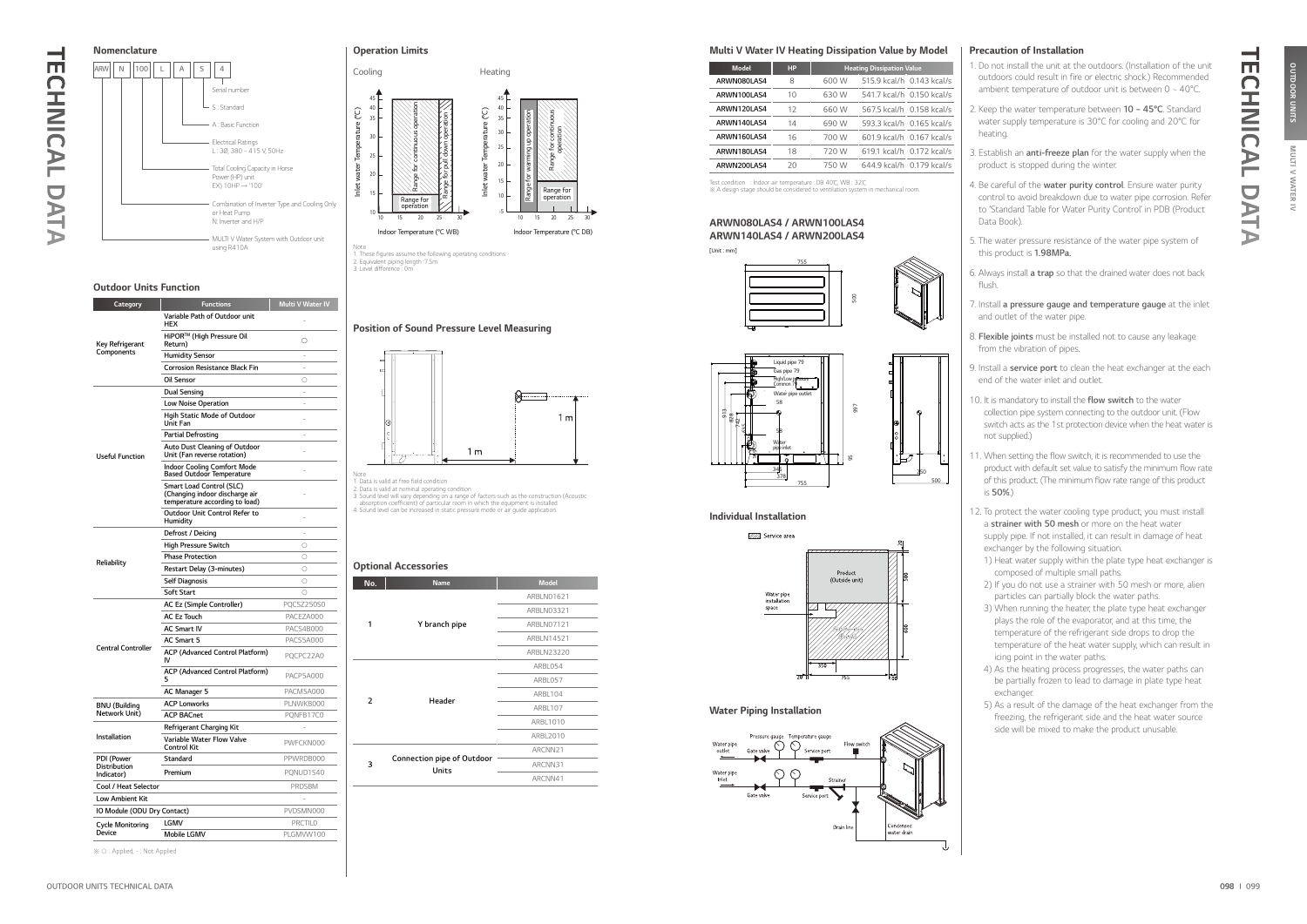## Nomenclature

ARW | N | 100 | L | A | S | 4

- 4: Serial number
- S: Standard
- A: Basic Function
- L: Electrical Ratings — L : 3Ø, 380 ~ 415 V, 50Hz
- 100: Total Cooling Capacity in Horse Power (HP) unit — EX) 10HP → '100'
- N: Combination of Inverter Type and Cooling Only or Heat Pump — N: Inverter and H/P
- ARW: MULTI V Water System with Outdoor unit using R410A

## Outdoor Units Function

| Category | Functions | Multi V Water IV |
|---|---|---|
| Key Refrigerant Components | Variable Path of Outdoor unit HEX | - |
| | HiPOR™ (High Pressure Oil Return) | ○ |
| | Humidity Sensor | - |
| | Corrosion Resistance Black Fin | - |
| | Oil Sensor | ○ |
| Useful Function | Dual Sensing | - |
| | Low Noise Operation | - |
| | Hgih Static Mode of Outdoor Unit Fan | - |
| | Partial Defrosting | - |
| | Auto Dust Cleaning of Outdoor Unit (Fan reverse rotation) | - |
| | Indoor Cooling Comfort Mode Based Outdoor Temperature | - |
| | Smart Load Control (SLC) (Changing indoor discharge air temperature according to load) | - |
| | Outdoor Unit Control Refer to Humidity | - |
| Reliability | Defrost / Deicing | - |
| | High Pressure Switch | ○ |
| | Phase Protection | ○ |
| | Restart Delay (3-minutes) | ○ |
| | Self Diagnosis | ○ |
| | Soft Start | ○ |
| Central Controller | AC Ez (Simple Controller) | PQCSZ250S0 |
| | AC Ez Touch | PACEZA000 |
| | AC Smart IV | PACS4B000 |
| | AC Smart 5 | PACS5A000 |
| | ACP (Advanced Control Platform) IV | PQCPC22A0 |
| | ACP (Advanced Control Platform) 5 | PACP5A000 |
| | AC Manager 5 | PACM5A000 |
| BNU (Building Network Unit) | ACP Lonworks | PLNWKB000 |
| | ACP BACnet | PQNFB17C0 |
| Installation | Refrigerant Charging Kit | - |
| | Variable Water Flow Valve Control Kit | PWFCKN000 |
| PDI (Power Distribution Indicator) | Standard | PPWRDB000 |
| | Premium | PQNUD1S40 |
| Cool / Heat Selector | | PRDSBM |
| Low Ambient Kit | | - |
| IO Module (ODU Dry Contact) | | PVDSMN000 |
| Cycle Monitoring Device | LGMV | PRCTIL0 |
| | Mobile LGMV | PLGMVW100 |

※ ○ : Applied, - : Not Applied

## Operation Limits

Cooling: Inlet water Temperature (°C) vs Indoor Temperature (°C WB) — Range for operation; Range for continuous operation; Range for pull down operation

Heating: Inlet water Temperature (°C) vs Indoor Temperature (°C DB) — Range for warming up operation; Range for continuous operation; Range for operation

Note
1. These figures assume the following operating conditions:
2. Equivalent piping length : 7.5m
3. Level difference : 0m

## Position of Sound Pressure Level Measuring

Note
1. Data is valid at free field condition
2. Data is valid at nominal operating condition
3. Sound level will vary depending on a range of factors such as the construction (Acoustic absorption coefficient) of particular room in which the equipment is installed
4. Sound level can be increased in static pressure mode or air guide application.

## Optional Accessories

| No. | Name | Model |
|---|---|---|
| 1 | Y branch pipe | ARBLN01621 |
| | | ARBLN03321 |
| | | ARBLN07121 |
| | | ARBLN14521 |
| | | ARBLN23220 |
| 2 | Header | ARBL054 |
| | | ARBL057 |
| | | ARBL104 |
| | | ARBL107 |
| | | ARBL1010 |
| | | ARBL2010 |
| 3 | Connection pipe of Outdoor Units | ARCNN21 |
| | | ARCNN31 |
| | | ARCNN41 |

## Multi V Water IV Heating Dissipation Value by Model

| Model | HP | Heating Dissipation Value | | |
|---|---|---|---|---|
| ARWN080LAS4 | 8 | 600 W | 515.9 kcal/h | 0.143 kcal/s |
| ARWN100LAS4 | 10 | 630 W | 541.7 kcal/h | 0.150 kcal/s |
| ARWN120LAS4 | 12 | 660 W | 567.5 kcal/h | 0.158 kcal/s |
| ARWN140LAS4 | 14 | 690 W | 593.3 kcal/h | 0.165 kcal/s |
| ARWN160LAS4 | 16 | 700 W | 601.9 kcal/h | 0.167 kcal/s |
| ARWN180LAS4 | 18 | 720 W | 619.1 kcal/h | 0.172 kcal/s |
| ARWN200LAS4 | 20 | 750 W | 644.9 kcal/h | 0.179 kcal/s |

Test condition : Indoor air temperature : DB 40℃, WB : 32℃
※ A design stage should be considered to ventilation system in mechanical room.

## ARWN080LAS4 / ARWN100LAS4 ARWN140LAS4 / ARWN200LAS4

[Unit : mm]

Liquid pipe Ø9; Gas pipe Ø9; High/Low pressure Common; Water pipe outlet; Water pipe inlet

## Individual Installation

Service area; Product (Outside unit); Water pipe installation space

## Water Piping Installation

Water pipe outlet; Gate valve; Pressure gauge; Temperature gauge; Service port; Flow switch; Water pipe inlet; Strainer; Drain line; Condensed water drain

## Precaution of Installation

1. Do not install the unit at the outdoors. (Installation of the unit outdoors could result in fire or electric shock.) Recommended ambient temperature of outdoor unit is between 0 ~ 40°C.
2. Keep the water temperature between **10 ~ 45°C**. Standard water supply temperature is 30°C for cooling and 20°C for heating.
3. Establish an **anti-freeze plan** for the water supply when the product is stopped during the winter.
4. Be careful of the **water purity control**. Ensure water purity control to avoid breakdown due to water pipe corrosion. Refer to 'Standard Table for Water Purity Control' in PDB (Product Data Book).
5. The water pressure resistance of the water pipe system of this product is **1.98MPa.**
6. Always install **a trap** so that the drained water does not back flush.
7. Install **a pressure gauge and temperature gauge** at the inlet and outlet of the water pipe.
8. **Flexible joints** must be installed not to cause any leakage from the vibration of pipes.
9. Install a **service port** to clean the heat exchanger at the each end of the water inlet and outlet.
10. It is mandatory to install the **flow switch** to the water collection pipe system connecting to the outdoor unit. (Flow switch acts as the 1st protection device when the heat water is not supplied.)
11. When setting the flow switch, it is recommended to use the product with default set value to satisfy the minimum flow rate of this product. (The minimum flow rate range of this product is **50%**.)
12. To protect the water cooling type product, you must install a **strainer with 50 mesh** or more on the heat water supply pipe. If not installed, it can result in damage of heat exchanger by the following situation.
    1) Heat water supply within the plate type heat exchanger is composed of multiple small paths.
    2) If you do not use a strainer with 50 mesh or more, alien particles can partially block the water paths.
    3) When running the heater, the plate type heat exchanger plays the role of the evaporator, and at this time, the temperature of the refrigerant side drops to drop the temperature of the heat water supply, which can result in icing point in the water paths.
    4) As the heating process progresses, the water paths can be partially frozen to lead to damage in plate type heat exchanger.
    5) As a result of the damage of the heat exchanger from the freezing, the refrigerant side and the heat water source side will be mixed to make the product unusable.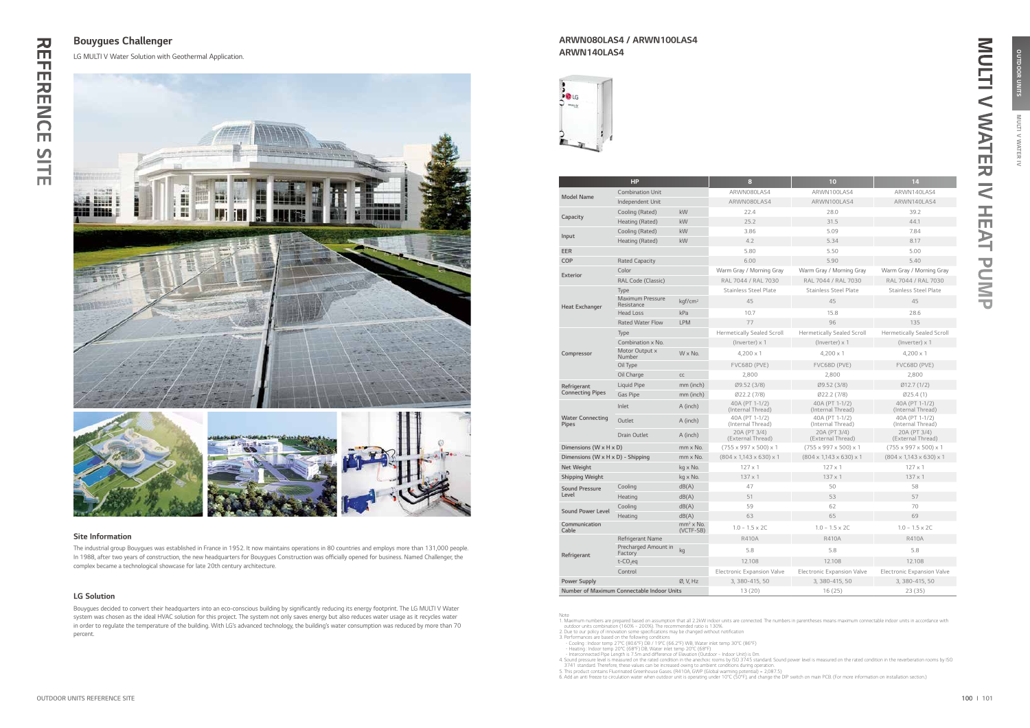# REFERENCE SITE

## Bouygues Challenger

LG MULTI V Water Solution with Geothermal Application.

### Site Information

The industrial group Bouygues was established in France in 1952. It now maintains operations in 80 countries and employs more than 131,000 people. In 1988, after two years of construction, the new headquarters for Bouygues Construction was officially opened for business. Named Challenger, the complex became a technological showcase for late 20th century architecture.

### LG Solution

Bouygues decided to convert their headquarters into an eco-conscious building by significantly reducing its energy footprint. The LG MULTI V Water system was chosen as the ideal HVAC solution for this project. The system not only saves energy but also reduces water usage as it recycles water in order to regulate the temperature of the building. With LG's advanced technology, the building's water consumption was reduced by more than 70 percent.

# MULTI V WATER IV HEAT PUMP

## ARWN080LAS4 / ARWN100LAS4 ARWN140LAS4

| HP | | | 8 | 10 | 14 |
|---|---|---|---|---|---|
| Model Name | Combination Unit | | ARWN080LAS4 | ARWN100LAS4 | ARWN140LAS4 |
| | Independent Unit | | ARWN080LAS4 | ARWN100LAS4 | ARWN140LAS4 |
| Capacity | Cooling (Rated) | kW | 22.4 | 28.0 | 39.2 |
| | Heating (Rated) | kW | 25.2 | 31.5 | 44.1 |
| Input | Cooling (Rated) | kW | 3.86 | 5.09 | 7.84 |
| | Heating (Rated) | kW | 4.2 | 5.34 | 8.17 |
| EER | | | 5.80 | 5.50 | 5.00 |
| COP | Rated Capacity | | 6.00 | 5.90 | 5.40 |
| Exterior | Color | | Warm Gray / Morning Gray | Warm Gray / Morning Gray | Warm Gray / Morning Gray |
| | RAL Code (Classic) | | RAL 7044 / RAL 7030 | RAL 7044 / RAL 7030 | RAL 7044 / RAL 7030 |
| Heat Exchanger | Type | | Stainless Steel Plate | Stainless Steel Plate | Stainless Steel Plate |
| | Maximum Pressure Resistance | kgf/cm² | 45 | 45 | 45 |
| | Head Loss | kPa | 10.7 | 15.8 | 28.6 |
| | Rated Water Flow | LPM | 77 | 96 | 135 |
| Compressor | Type | | Hermetically Sealed Scroll | Hermetically Sealed Scroll | Hermetically Sealed Scroll |
| | Combination x No. | | (Inverter) x 1 | (Inverter) x 1 | (Inverter) x 1 |
| | Motor Output x Number | W x No. | 4,200 x 1 | 4,200 x 1 | 4,200 x 1 |
| | Oil Type | | FVC68D (PVE) | FVC68D (PVE) | FVC68D (PVE) |
| | Oil Charge | cc | 2,800 | 2,800 | 2,800 |
| Refrigerant Connecting Pipes | Liquid Pipe | mm (inch) | Ø9.52 (3/8) | Ø9.52 (3/8) | Ø12.7 (1/2) |
| | Gas Pipe | mm (inch) | Ø22.2 (7/8) | Ø22.2 (7/8) | Ø25.4 (1) |
| Water Connecting Pipes | Inlet | A (inch) | 40A (PT 1-1/2) (Internal Thread) | 40A (PT 1-1/2) (Internal Thread) | 40A (PT 1-1/2) (Internal Thread) |
| | Outlet | A (inch) | 40A (PT 1-1/2) (Internal Thread) | 40A (PT 1-1/2) (Internal Thread) | 40A (PT 1-1/2) (Internal Thread) |
| | Drain Outlet | A (inch) | 20A (PT 3/4) (External Thread) | 20A (PT 3/4) (External Thread) | 20A (PT 3/4) (External Thread) |
| Dimensions (W x H x D) | | mm x No. | (755 x 997 x 500) x 1 | (755 x 997 x 500) x 1 | (755 x 997 x 500) x 1 |
| Dimensions (W x H x D) - Shipping | | mm x No. | (804 x 1,143 x 630) x 1 | (804 x 1,143 x 630) x 1 | (804 x 1,143 x 630) x 1 |
| Net Weight | | kg x No. | 127 x 1 | 127 x 1 | 127 x 1 |
| Shipping Weight | | kg x No. | 137 x 1 | 137 x 1 | 137 x 1 |
| Sound Pressure Level | Cooling | dB(A) | 47 | 50 | 58 |
| | Heating | dB(A) | 51 | 53 | 57 |
| Sound Power Level | Cooling | dB(A) | 59 | 62 | 70 |
| | Heating | dB(A) | 63 | 65 | 69 |
| Communication Cable | | mm² x No. (VCTF-SB) | 1.0 ~ 1.5 x 2C | 1.0 ~ 1.5 x 2C | 1.0 ~ 1.5 x 2C |
| Refrigerant | Refrigerant Name | | R410A | R410A | R410A |
| | Precharged Amount in Factory | kg | 5.8 | 5.8 | 5.8 |
| | t-$CO_2$eq | | 12.108 | 12.108 | 12.108 |
| | Control | | Electronic Expansion Valve | Electronic Expansion Valve | Electronic Expansion Valve |
| Power Supply | | Ø, V, Hz | 3, 380-415, 50 | 3, 380-415, 50 | 3, 380-415, 50 |
| Number of Maximum Connectable Indoor Units | | | 13 (20) | 16 (25) | 23 (35) |

Note

1. Maximum numbers are prepared based on assumption that all 2.2kW indoor units are connected. The numbers in parentheses means maximum connectable indoor units in accordance with outdoor units combination (160% ~ 200%). The recommended ratio is 130%.
2. Due to our policy of innovation some specifications may be changed without notification
3. Performances are based on the following conditions
   - Cooling : Indoor temp 27°C (80.6°F) DB / 19°C (66.2°F) WB, Water inlet temp 30°C (86°F)
   - Heating : Indoor temp 20°C (68°F) DB, Water inlet temp 20°C (68°F)
   - Interconnected Pipe Length is 7.5m and difference of Elevation (Outdoor - Indoor Unit) is 0m.
4. Sound pressure level is measured on the rated condition in the anechoic rooms by ISO 3745 standard. Sound power level is measured on the rated condition in the reverberation rooms by ISO 3741 standard. Therefore, these values can be increased owing to ambient conditions during operation.
5. This product contains Fluorinated Greenhouse Gases. (R410A, GWP (Global warming potential) = 2,087.5)
6. Add an anti freeze to circulation water when outdoor unit is operating under 10°C (50°F), and change the DIP switch on main PCB. (For more information on installation section.)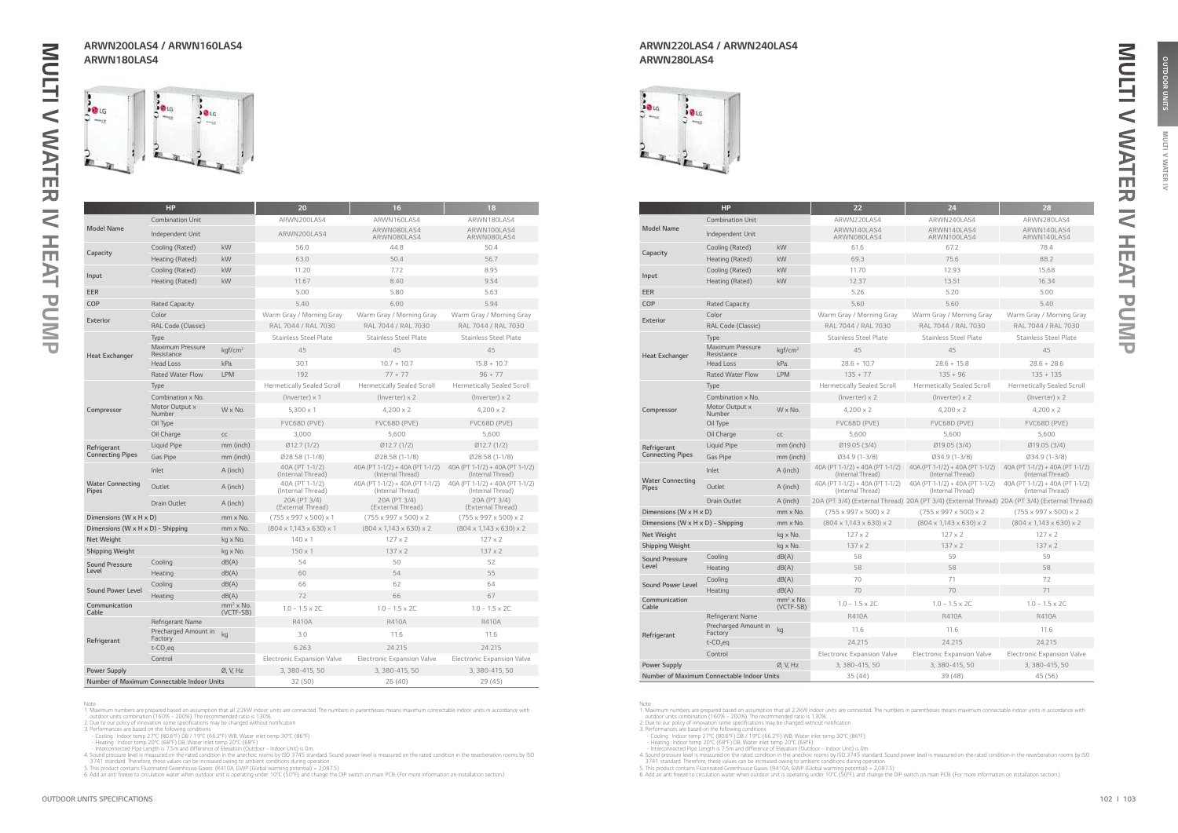# MULTI V WATER IV HEAT PUMP

## ARWN200LAS4 / ARWN160LAS4 ARWN180LAS4

| HP | | | 20 | 16 | 18 |
|---|---|---|---|---|---|
| Model Name | Combination Unit | | ARWN200LAS4 | ARWN160LAS4 | ARWN180LAS4 |
| | Independent Unit | | ARWN200LAS4 | ARWN080LAS4 ARWN080LAS4 | ARWN100LAS4 ARWN080LAS4 |
| Capacity | Cooling (Rated) | kW | 56.0 | 44.8 | 50.4 |
| | Heating (Rated) | kW | 63.0 | 50.4 | 56.7 |
| Input | Cooling (Rated) | kW | 11.20 | 7.72 | 8.95 |
| | Heating (Rated) | kW | 11.67 | 8.40 | 9.54 |
| EER | | | 5.00 | 5.80 | 5.63 |
| COP | Rated Capacity | | 5.40 | 6.00 | 5.94 |
| Exterior | Color | | Warm Gray / Morning Gray | Warm Gray / Morning Gray | Warm Gray / Morning Gray |
| | RAL Code (Classic) | | RAL 7044 / RAL 7030 | RAL 7044 / RAL 7030 | RAL 7044 / RAL 7030 |
| Heat Exchanger | Type | | Stainless Steel Plate | Stainless Steel Plate | Stainless Steel Plate |
| | Maximum Pressure Resistance | kgf/cm² | 45 | 45 | 45 |
| | Head Loss | kPa | 30.1 | 10.7 + 10.7 | 15.8 + 10.7 |
| | Rated Water Flow | LPM | 192 | 77 + 77 | 96 + 77 |
| Compressor | Type | | Hermetically Sealed Scroll | Hermetically Sealed Scroll | Hermetically Sealed Scroll |
| | Combination x No. | | (Inverter) x 1 | (Inverter) x 2 | (Inverter) x 2 |
| | Motor Output x Number | W x No. | 5,300 x 1 | 4,200 x 2 | 4,200 x 2 |
| | Oil Type | | FVC68D (PVE) | FVC68D (PVE) | FVC68D (PVE) |
| | Oil Charge | cc | 3,000 | 5,600 | 5,600 |
| Refrigerant Connecting Pipes | Liquid Pipe | mm (inch) | Ø12.7 (1/2) | Ø12.7 (1/2) | Ø12.7 (1/2) |
| | Gas Pipe | mm (inch) | Ø28.58 (1-1/8) | Ø28.58 (1-1/8) | Ø28.58 (1-1/8) |
| Water Connecting Pipes | Inlet | A (inch) | 40A (PT 1-1/2) (Internal Thread) | 40A (PT 1-1/2) + 40A (PT 1-1/2) (Internal Thread) | 40A (PT 1-1/2) + 40A (PT 1-1/2) (Internal Thread) |
| | Outlet | A (inch) | 40A (PT 1-1/2) (Internal Thread) | 40A (PT 1-1/2) + 40A (PT 1-1/2) (Internal Thread) | 40A (PT 1-1/2) + 40A (PT 1-1/2) (Internal Thread) |
| | Drain Outlet | A (inch) | 20A (PT 3/4) (External Thread) | 20A (PT 3/4) (External Thread) | 20A (PT 3/4) (External Thread) |
| Dimensions (W x H x D) | | mm x No. | (755 x 997 x 500) x 1 | (755 x 997 x 500) x 2 | (755 x 997 x 500) x 2 |
| Dimensions (W x H x D) - Shipping | | mm x No. | (804 x 1,143 x 630) x 1 | (804 x 1,143 x 630) x 2 | (804 x 1,143 x 630) x 2 |
| Net Weight | | kg x No. | 140 x 1 | 127 x 2 | 127 x 2 |
| Shipping Weight | | kg x No. | 150 x 1 | 137 x 2 | 137 x 2 |
| Sound Pressure Level | Cooling | dB(A) | 54 | 50 | 52 |
| | Heating | dB(A) | 60 | 54 | 55 |
| Sound Power Level | Cooling | dB(A) | 66 | 62 | 64 |
| | Heating | dB(A) | 72 | 66 | 67 |
| Communication Cable | | mm² x No. (VCTF-SB) | 1.0 ~ 1.5 x 2C | 1.0 ~ 1.5 x 2C | 1.0 ~ 1.5 x 2C |
| Refrigerant | Refrigerant Name | | R410A | R410A | R410A |
| | Precharged Amount in Factory | kg | 3.0 | 11.6 | 11.6 |
| | t-$CO_2$eq | | 6.263 | 24.215 | 24.215 |
| | Control | | Electronic Expansion Valve | Electronic Expansion Valve | Electronic Expansion Valve |
| Power Supply | | Ø, V, Hz | 3, 380-415, 50 | 3, 380-415, 50 | 3, 380-415, 50 |
| Number of Maximum Connectable Indoor Units | | | 32 (50) | 26 (40) | 29 (45) |

Note
1. Maximum numbers are prepared based on assumption that all 2.2kW indoor units are connected. The numbers in parentheses means maximum connectable indoor units in accordance with outdoor units combination (160% ~ 200%). The recommended ratio is 130%.
2. Due to our policy of innovation some specifications may be changed without notification
3. Performances are based on the following conditions
- Cooling : Indoor temp 27°C (80.6°F) DB / 19°C (66.2°F) WB, Water inlet temp 30°C (86°F)
- Heating : Indoor temp 20°C (68°F) DB, Water inlet temp 20°C (68°F)
- Interconnected Pipe Length is 7.5m and difference of Elevation (Outdoor ~ Indoor Unit) is 0m.
4. Sound pressure level is measured on the rated condition in the anechoic rooms by ISO 3745 standard. Sound power level is measured on the rated condition in the reverberation rooms by ISO 3741 standard. Therefore, these values can be increased owing to ambient conditions during operation.
5. This product contains Fluorinated Greenhouse Gases. (R410A, GWP (Global warming potential) = 2,087.5)
6. Add an anti freeze to circulation water when outdoor unit is operating under 10°C (50°F), and change the DIP switch on main PCB. (For more information on installation section.)

## ARWN220LAS4 / ARWN240LAS4 ARWN280LAS4

| HP | | | 22 | 24 | 28 |
|---|---|---|---|---|---|
| Model Name | Combination Unit | | ARWN220LAS4 | ARWN240LAS4 | ARWN280LAS4 |
| | Independent Unit | | ARWN140LAS4 ARWN080LAS4 | ARWN140LAS4 ARWN100LAS4 | ARWN140LAS4 ARWN140LAS4 |
| Capacity | Cooling (Rated) | kW | 61.6 | 67.2 | 78.4 |
| | Heating (Rated) | kW | 69.3 | 75.6 | 88.2 |
| Input | Cooling (Rated) | kW | 11.70 | 12.93 | 15.68 |
| | Heating (Rated) | kW | 12.37 | 13.51 | 16.34 |
| EER | | | 5.26 | 5.20 | 5.00 |
| COP | Rated Capacity | | 5.60 | 5.60 | 5.40 |
| Exterior | Color | | Warm Gray / Morning Gray | Warm Gray / Morning Gray | Warm Gray / Morning Gray |
| | RAL Code (Classic) | | RAL 7044 / RAL 7030 | RAL 7044 / RAL 7030 | RAL 7044 / RAL 7030 |
| Heat Exchanger | Type | | Stainless Steel Plate | Stainless Steel Plate | Stainless Steel Plate |
| | Maximum Pressure Resistance | kgf/cm² | 45 | 45 | 45 |
| | Head Loss | kPa | 28.6 + 10.7 | 28.6 + 15.8 | 28.6 + 28.6 |
| | Rated Water Flow | LPM | 135 + 77 | 135 + 96 | 135 + 135 |
| Compressor | Type | | Hermetically Sealed Scroll | Hermetically Sealed Scroll | Hermetically Sealed Scroll |
| | Combination x No. | | (Inverter) x 2 | (Inverter) x 2 | (Inverter) x 2 |
| | Motor Output x Number | W x No. | 4,200 x 2 | 4,200 x 2 | 4,200 x 2 |
| | Oil Type | | FVC68D (PVE) | FVC68D (PVE) | FVC68D (PVE) |
| | Oil Charge | cc | 5,600 | 5,600 | 5,600 |
| Refrigerant Connecting Pipes | Liquid Pipe | mm (inch) | Ø19.05 (3/4) | Ø19.05 (3/4) | Ø19.05 (3/4) |
| | Gas Pipe | mm (inch) | Ø34.9 (1-3/8) | Ø34.9 (1-3/8) | Ø34.9 (1-3/8) |
| Water Connecting Pipes | Inlet | A (inch) | 40A (PT 1-1/2) + 40A (PT 1-1/2) (Internal Thread) | 40A (PT 1-1/2) + 40A (PT 1-1/2) (Internal Thread) | 40A (PT 1-1/2) + 40A (PT 1-1/2) (Internal Thread) |
| | Outlet | A (inch) | 40A (PT 1-1/2) + 40A (PT 1-1/2) (Internal Thread) | 40A (PT 1-1/2) + 40A (PT 1-1/2) (Internal Thread) | 40A (PT 1-1/2) + 40A (PT 1-1/2) (Internal Thread) |
| | Drain Outlet | A (inch) | 20A (PT 3/4) (External Thread) | 20A (PT 3/4) (External Thread) | 20A (PT 3/4) (External Thread) |
| Dimensions (W x H x D) | | mm x No. | (755 x 997 x 500) x 2 | (755 x 997 x 500) x 2 | (755 x 997 x 500) x 2 |
| Dimensions (W x H x D) - Shipping | | mm x No. | (804 x 1,143 x 630) x 2 | (804 x 1,143 x 630) x 2 | (804 x 1,143 x 630) x 2 |
| Net Weight | | kg x No. | 127 x 2 | 127 x 2 | 127 x 2 |
| Shipping Weight | | kg x No. | 137 x 2 | 137 x 2 | 137 x 2 |
| Sound Pressure Level | Cooling | dB(A) | 58 | 59 | 59 |
| | Heating | dB(A) | 58 | 58 | 58 |
| Sound Power Level | Cooling | dB(A) | 70 | 71 | 72 |
| | Heating | dB(A) | 70 | 70 | 71 |
| Communication Cable | | mm² x No. (VCTF-SB) | 1.0 ~ 1.5 x 2C | 1.0 ~ 1.5 x 2C | 1.0 ~ 1.5 x 2C |
| Refrigerant | Refrigerant Name | | R410A | R410A | R410A |
| | Precharged Amount in Factory | kg | 11.6 | 11.6 | 11.6 |
| | t-$CO_2$eq | | 24.215 | 24.215 | 24.215 |
| | Control | | Electronic Expansion Valve | Electronic Expansion Valve | Electronic Expansion Valve |
| Power Supply | | Ø, V, Hz | 3, 380-415, 50 | 3, 380-415, 50 | 3, 380-415, 50 |
| Number of Maximum Connectable Indoor Units | | | 35 (44) | 39 (48) | 45 (56) |

Note
1. Maximum numbers are prepared based on assumption that all 2.2kW indoor units are connected. The numbers in parentheses means maximum connectable indoor units in accordance with outdoor units combination (160% ~ 200%). The recommended ratio is 130%.
2. Due to our policy of innovation some specifications may be changed without notification
3. Performances are based on the following conditions
- Cooling : Indoor temp 27°C (80.6°F) DB / 19°C (66.2°F) WB, Water inlet temp 30°C (86°F)
- Heating : Indoor temp 20°C (68°F) DB, Water inlet temp 20°C (68°F)
- Interconnected Pipe Length is 7.5m and difference of Elevation (Outdoor ~ Indoor Unit) is 0m.
4. Sound pressure level is measured on the rated condition in the anechoic rooms by ISO 3745 standard. Sound power level is measured on the rated condition in the reverberation rooms by ISO 3741 standard. Therefore, these values can be increased owing to ambient conditions during operation.
5. This product contains Fluorinated Greenhouse Gases. (R410A, GWP (Global warming potential) = 2,087.5)
6. Add an anti freeze to circulation water when outdoor unit is operating under 10°C (50°F), and change the DIP switch on main PCB. (For more information on installation section.)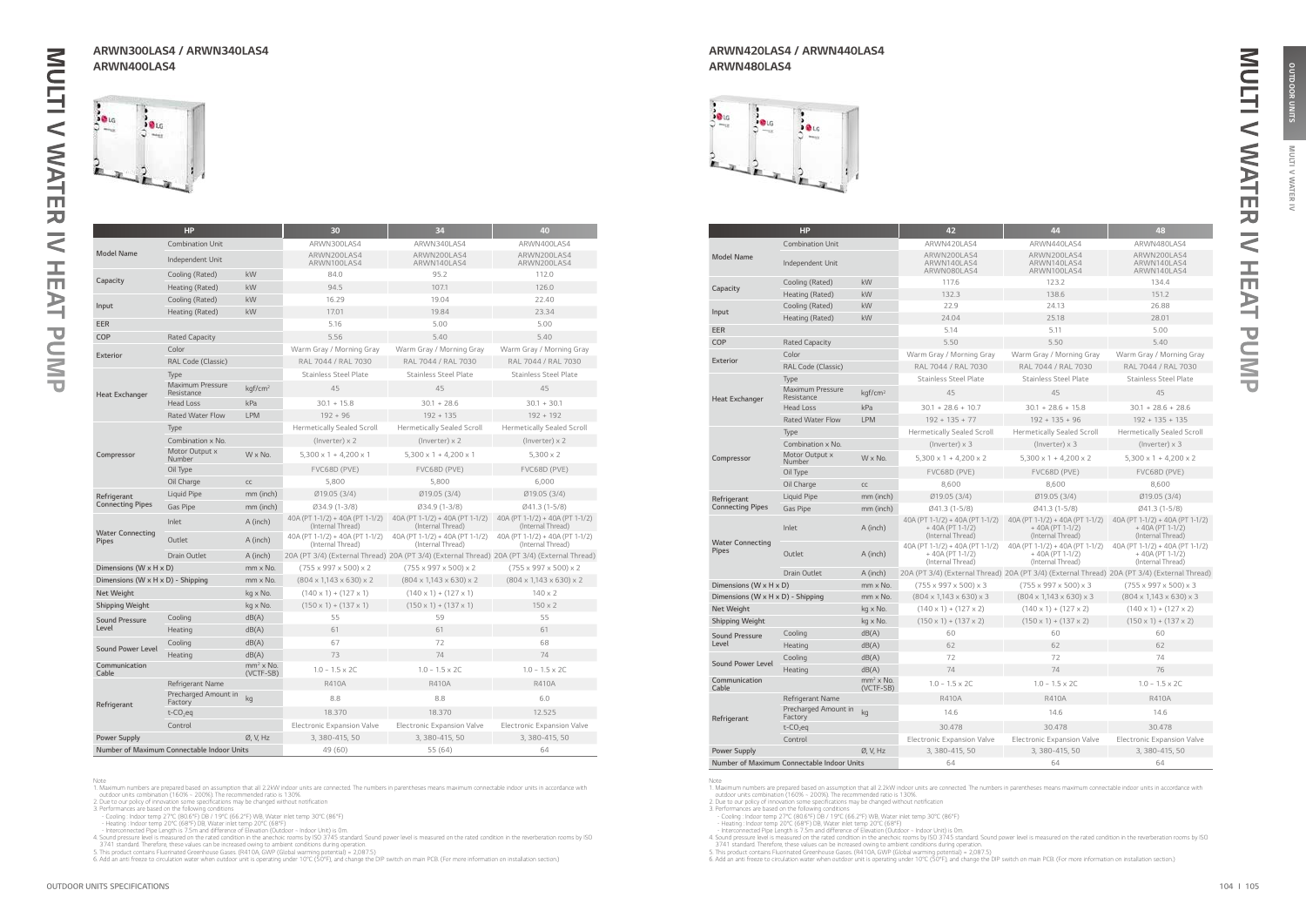# MULTI V WATER IV HEAT PUMP

## ARWN300LAS4 / ARWN340LAS4 ARWN400LAS4

| HP | | | 30 | 34 | 40 |
|---|---|---|---|---|---|
| Model Name | Combination Unit | | ARWN300LAS4 | ARWN340LAS4 | ARWN400LAS4 |
| | Independent Unit | | ARWN200LAS4 ARWN100LAS4 | ARWN200LAS4 ARWN140LAS4 | ARWN200LAS4 ARWN200LAS4 |
| Capacity | Cooling (Rated) | kW | 84.0 | 95.2 | 112.0 |
| | Heating (Rated) | kW | 94.5 | 107.1 | 126.0 |
| Input | Cooling (Rated) | kW | 16.29 | 19.04 | 22.40 |
| | Heating (Rated) | kW | 17.01 | 19.84 | 23.34 |
| EER | | | 5.16 | 5.00 | 5.00 |
| COP | Rated Capacity | | 5.56 | 5.40 | 5.40 |
| Exterior | Color | | Warm Gray / Morning Gray | Warm Gray / Morning Gray | Warm Gray / Morning Gray |
| | RAL Code (Classic) | | RAL 7044 / RAL 7030 | RAL 7044 / RAL 7030 | RAL 7044 / RAL 7030 |
| Heat Exchanger | Type | | Stainless Steel Plate | Stainless Steel Plate | Stainless Steel Plate |
| | Maximum Pressure Resistance | kgf/cm² | 45 | 45 | 45 |
| | Head Loss | kPa | 30.1 + 15.8 | 30.1 + 28.6 | 30.1 + 30.1 |
| | Rated Water Flow | LPM | 192 + 96 | 192 + 135 | 192 + 192 |
| Compressor | Type | | Hermetically Sealed Scroll | Hermetically Sealed Scroll | Hermetically Sealed Scroll |
| | Combination x No. | | (Inverter) x 2 | (Inverter) x 2 | (Inverter) x 2 |
| | Motor Output x Number | W x No. | 5,300 x 1 + 4,200 x 1 | 5,300 x 1 + 4,200 x 1 | 5,300 x 2 |
| | Oil Type | | FVC68D (PVE) | FVC68D (PVE) | FVC68D (PVE) |
| | Oil Charge | cc | 5,800 | 5,800 | 6,000 |
| Refrigerant Connecting Pipes | Liquid Pipe | mm (inch) | Ø19.05 (3/4) | Ø19.05 (3/4) | Ø19.05 (3/4) |
| | Gas Pipe | mm (inch) | Ø34.9 (1-3/8) | Ø34.9 (1-3/8) | Ø41.3 (1-5/8) |
| Water Connecting Pipes | Inlet | A (inch) | 40A (PT 1-1/2) + 40A (PT 1-1/2) (Internal Thread) | 40A (PT 1-1/2) + 40A (PT 1-1/2) (Internal Thread) | 40A (PT 1-1/2) + 40A (PT 1-1/2) (Internal Thread) |
| | Outlet | A (inch) | 40A (PT 1-1/2) + 40A (PT 1-1/2) (Internal Thread) | 40A (PT 1-1/2) + 40A (PT 1-1/2) (Internal Thread) | 40A (PT 1-1/2) + 40A (PT 1-1/2) (Internal Thread) |
| | Drain Outlet | A (inch) | 20A (PT 3/4) (External Thread) | 20A (PT 3/4) (External Thread) | 20A (PT 3/4) (External Thread) |
| Dimensions (W x H x D) | | mm x No. | (755 x 997 x 500) x 2 | (755 x 997 x 500) x 2 | (755 x 997 x 500) x 2 |
| Dimensions (W x H x D) - Shipping | | mm x No. | (804 x 1,143 x 630) x 2 | (804 x 1,143 x 630) x 2 | (804 x 1,143 x 630) x 2 |
| Net Weight | | kg x No. | (140 x 1) + (127 x 1) | (140 x 1) + (127 x 1) | 140 x 2 |
| Shipping Weight | | kg x No. | (150 x 1) + (137 x 1) | (150 x 1) + (137 x 1) | 150 x 2 |
| Sound Pressure Level | Cooling | dB(A) | 55 | 59 | 55 |
| | Heating | dB(A) | 61 | 61 | 61 |
| Sound Power Level | Cooling | dB(A) | 67 | 72 | 68 |
| | Heating | dB(A) | 73 | 74 | 74 |
| Communication Cable | | mm² x No. (VCTF-SB) | 1.0 ~ 1.5 x 2C | 1.0 ~ 1.5 x 2C | 1.0 ~ 1.5 x 2C |
| Refrigerant | Refrigerant Name | | R410A | R410A | R410A |
| | Precharged Amount in Factory | kg | 8.8 | 8.8 | 6.0 |
| | t-$CO_2$eq | | 18.370 | 18.370 | 12.525 |
| | Control | | Electronic Expansion Valve | Electronic Expansion Valve | Electronic Expansion Valve |
| Power Supply | | Ø, V, Hz | 3, 380-415, 50 | 3, 380-415, 50 | 3, 380-415, 50 |
| Number of Maximum Connectable Indoor Units | | | 49 (60) | 55 (64) | 64 |

Note
1. Maximum numbers are prepared based on assumption that all 2.2kW indoor units are connected. The numbers in parentheses means maximum connectable indoor units in accordance with outdoor units combination (160% ~ 200%). The recommended ratio is 130%.
2. Due to our policy of innovation some specifications may be changed without notification
3. Performances are based on the following conditions
- Cooling : Indoor temp 27°C (80.6°F) DB / 19°C (66.2°F) WB, Water inlet temp 30°C (86°F)
- Heating : Indoor temp 20°C (68°F) DB, Water inlet temp 20°C (68°F)
- Interconnected Pipe Length is 7.5m and difference of Elevation (Outdoor - Indoor Unit) is 0m.
4. Sound pressure level is measured on the rated condition in the anechoic rooms by ISO 3745 standard. Sound power level is measured on the rated condition in the reverberation rooms by ISO 3741 standard. Therefore, these values can be increased owing to ambient conditions during operation.
5. This product contains Fluorinated Greenhouse Gases. (R410A, GWP (Global warming potential) = 2,087.5)
6. Add an anti freeze to circulation water when outdoor unit is operating under 10°C (50°F), and change the DIP switch on main PCB. (For more information on installation section.)

## ARWN420LAS4 / ARWN440LAS4 ARWN480LAS4

| HP | | | 42 | 44 | 48 |
|---|---|---|---|---|---|
| Model Name | Combination Unit | | ARWN420LAS4 | ARWN440LAS4 | ARWN480LAS4 |
| | Independent Unit | | ARWN200LAS4 ARWN140LAS4 ARWN080LAS4 | ARWN200LAS4 ARWN140LAS4 ARWN100LAS4 | ARWN200LAS4 ARWN140LAS4 ARWN140LAS4 |
| Capacity | Cooling (Rated) | kW | 117.6 | 123.2 | 134.4 |
| | Heating (Rated) | kW | 132.3 | 138.6 | 151.2 |
| Input | Cooling (Rated) | kW | 22.9 | 24.13 | 26.88 |
| | Heating (Rated) | kW | 24.04 | 25.18 | 28.01 |
| EER | | | 5.14 | 5.11 | 5.00 |
| COP | Rated Capacity | | 5.50 | 5.50 | 5.40 |
| Exterior | Color | | Warm Gray / Morning Gray | Warm Gray / Morning Gray | Warm Gray / Morning Gray |
| | RAL Code (Classic) | | RAL 7044 / RAL 7030 | RAL 7044 / RAL 7030 | RAL 7044 / RAL 7030 |
| Heat Exchanger | Type | | Stainless Steel Plate | Stainless Steel Plate | Stainless Steel Plate |
| | Maximum Pressure Resistance | kgf/cm² | 45 | 45 | 45 |
| | Head Loss | kPa | 30.1 + 28.6 + 10.7 | 30.1 + 28.6 + 15.8 | 30.1 + 28.6 + 28.6 |
| | Rated Water Flow | LPM | 192 + 135 + 77 | 192 + 135 + 96 | 192 + 135 + 135 |
| Compressor | Type | | Hermetically Sealed Scroll | Hermetically Sealed Scroll | Hermetically Sealed Scroll |
| | Combination x No. | | (Inverter) x 3 | (Inverter) x 3 | (Inverter) x 3 |
| | Motor Output x Number | W x No. | 5,300 x 1 + 4,200 x 2 | 5,300 x 1 + 4,200 x 2 | 5,300 x 1 + 4,200 x 2 |
| | Oil Type | | FVC68D (PVE) | FVC68D (PVE) | FVC68D (PVE) |
| | Oil Charge | cc | 8,600 | 8,600 | 8,600 |
| Refrigerant Connecting Pipes | Liquid Pipe | mm (inch) | Ø19.05 (3/4) | Ø19.05 (3/4) | Ø19.05 (3/4) |
| | Gas Pipe | mm (inch) | Ø41.3 (1-5/8) | Ø41.3 (1-5/8) | Ø41.3 (1-5/8) |
| Water Connecting Pipes | Inlet | A (inch) | 40A (PT 1-1/2) + 40A (PT 1-1/2) + 40A (PT 1-1/2) (Internal Thread) | 40A (PT 1-1/2) + 40A (PT 1-1/2) + 40A (PT 1-1/2) (Internal Thread) | 40A (PT 1-1/2) + 40A (PT 1-1/2) + 40A (PT 1-1/2) (Internal Thread) |
| | Outlet | A (inch) | 40A (PT 1-1/2) + 40A (PT 1-1/2) + 40A (PT 1-1/2) (Internal Thread) | 40A (PT 1-1/2) + 40A (PT 1-1/2) + 40A (PT 1-1/2) (Internal Thread) | 40A (PT 1-1/2) + 40A (PT 1-1/2) + 40A (PT 1-1/2) (Internal Thread) |
| | Drain Outlet | A (inch) | 20A (PT 3/4) (External Thread) | 20A (PT 3/4) (External Thread) | 20A (PT 3/4) (External Thread) |
| Dimensions (W x H x D) | | mm x No. | (755 x 997 x 500) x 3 | (755 x 997 x 500) x 3 | (755 x 997 x 500) x 3 |
| Dimensions (W x H x D) - Shipping | | mm x No. | (804 x 1,143 x 630) x 3 | (804 x 1,143 x 630) x 3 | (804 x 1,143 x 630) x 3 |
| Net Weight | | kg x No. | (140 x 1) + (127 x 2) | (140 x 1) + (127 x 2) | (140 x 1) + (127 x 2) |
| Shipping Weight | | kg x No. | (150 x 1) + (137 x 2) | (150 x 1) + (137 x 2) | (150 x 1) + (137 x 2) |
| Sound Pressure Level | Cooling | dB(A) | 60 | 60 | 60 |
| | Heating | dB(A) | 62 | 62 | 62 |
| Sound Power Level | Cooling | dB(A) | 72 | 72 | 74 |
| | Heating | dB(A) | 74 | 74 | 76 |
| Communication Cable | | mm² x No. (VCTF-SB) | 1.0 ~ 1.5 x 2C | 1.0 ~ 1.5 x 2C | 1.0 ~ 1.5 x 2C |
| Refrigerant | Refrigerant Name | | R410A | R410A | R410A |
| | Precharged Amount in Factory | kg | 14.6 | 14.6 | 14.6 |
| | t-$CO_2$eq | | 30.478 | 30.478 | 30.478 |
| | Control | | Electronic Expansion Valve | Electronic Expansion Valve | Electronic Expansion Valve |
| Power Supply | | Ø, V, Hz | 3, 380-415, 50 | 3, 380-415, 50 | 3, 380-415, 50 |
| Number of Maximum Connectable Indoor Units | | | 64 | 64 | 64 |

Note
1. Maximum numbers are prepared based on assumption that all 2.2kW indoor units are connected. The numbers in parentheses means maximum connectable indoor units in accordance with outdoor units combination (160% ~ 200%). The recommended ratio is 130%.
2. Due to our policy of innovation some specifications may be changed without notification
3. Performances are based on the following conditions
- Cooling : Indoor temp 27°C (80.6°F) DB / 19°C (66.2°F) WB, Water inlet temp 30°C (86°F)
- Heating : Indoor temp 20°C (68°F) DB, Water inlet temp 20°C (68°F)
- Interconnected Pipe Length is 7.5m and difference of Elevation (Outdoor - Indoor Unit) is 0m.
4. Sound pressure level is measured on the rated condition in the anechoic rooms by ISO 3745 standard. Sound power level is measured on the rated condition in the reverberation rooms by ISO 3741 standard. Therefore, these values can be increased owing to ambient conditions during operation.
5. This product contains Fluorinated Greenhouse Gases. (R410A, GWP (Global warming potential) = 2,087.5)
6. Add an anti freeze to circulation water when outdoor unit is operating under 10°C (50°F), and change the DIP switch on main PCB. (For more information on installation section.)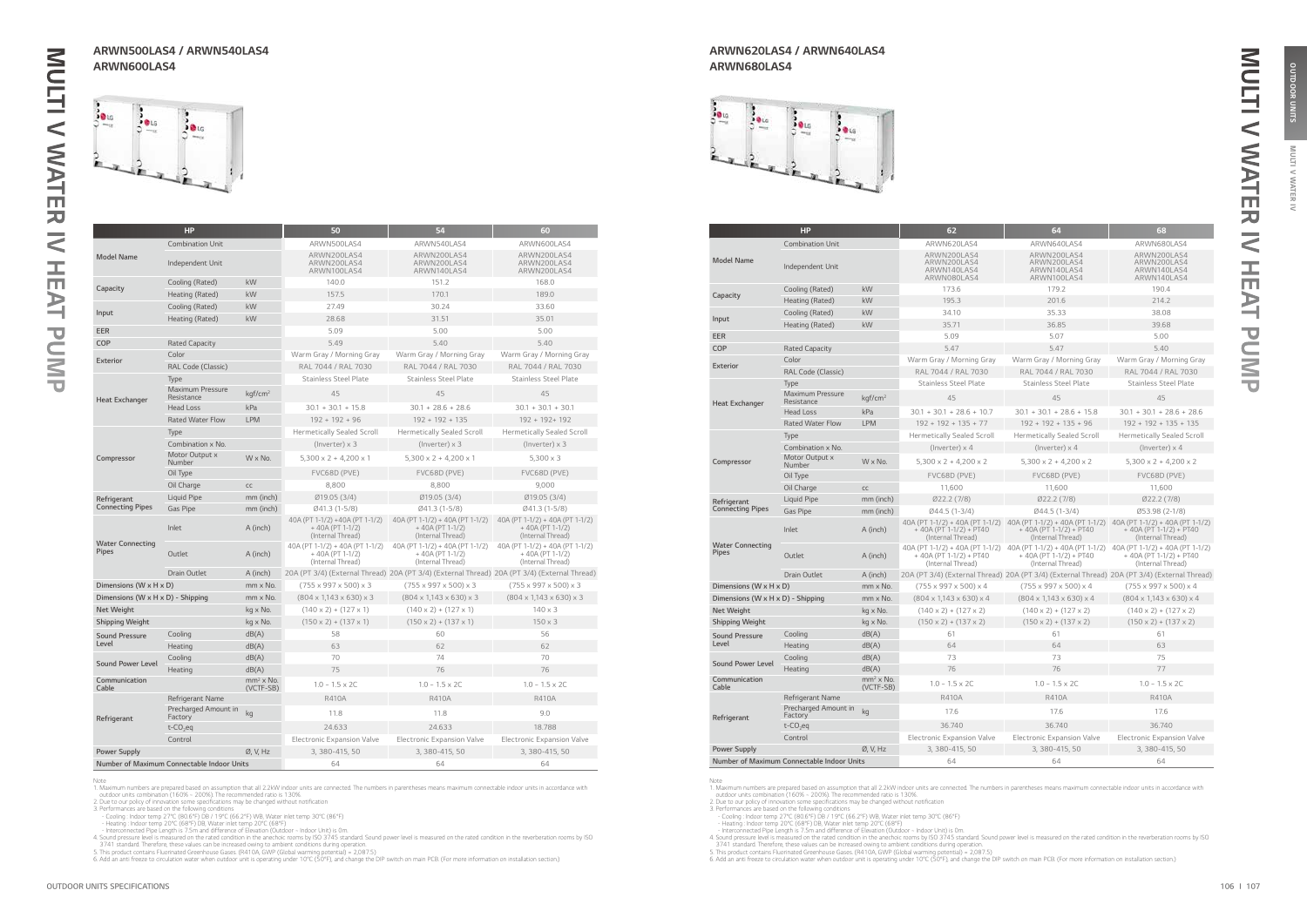## ARWN500LAS4 / ARWN540LAS4 ARWN600LAS4

| HP | | | 50 | 54 | 60 |
|---|---|---|---|---|---|
| Model Name | Combination Unit | | ARWN500LAS4 | ARWN540LAS4 | ARWN600LAS4 |
| | Independent Unit | | ARWN200LAS4 ARWN200LAS4 ARWN100LAS4 | ARWN200LAS4 ARWN200LAS4 ARWN140LAS4 | ARWN200LAS4 ARWN200LAS4 ARWN200LAS4 |
| Capacity | Cooling (Rated) | kW | 140.0 | 151.2 | 168.0 |
| | Heating (Rated) | kW | 157.5 | 170.1 | 189.0 |
| Input | Cooling (Rated) | kW | 27.49 | 30.24 | 33.60 |
| | Heating (Rated) | kW | 28.68 | 31.51 | 35.01 |
| EER | | | 5.09 | 5.00 | 5.00 |
| COP | Rated Capacity | | 5.49 | 5.40 | 5.40 |
| Exterior | Color | | Warm Gray / Morning Gray | Warm Gray / Morning Gray | Warm Gray / Morning Gray |
| | RAL Code (Classic) | | RAL 7044 / RAL 7030 | RAL 7044 / RAL 7030 | RAL 7044 / RAL 7030 |
| Heat Exchanger | Type | | Stainless Steel Plate | Stainless Steel Plate | Stainless Steel Plate |
| | Maximum Pressure Resistance | kgf/cm² | 45 | 45 | 45 |
| | Head Loss | kPa | 30.1 + 30.1 + 15.8 | 30.1 + 28.6 + 28.6 | 30.1 + 30.1 + 30.1 |
| | Rated Water Flow | LPM | 192 + 192 + 96 | 192 + 192 + 135 | 192 + 192+ 192 |
| Compressor | Type | | Hermetically Sealed Scroll | Hermetically Sealed Scroll | Hermetically Sealed Scroll |
| | Combination x No. | | (Inverter) x 3 | (Inverter) x 3 | (Inverter) x 3 |
| | Motor Output x Number | W x No. | 5,300 x 2 + 4,200 x 1 | 5,300 x 2 + 4,200 x 1 | 5,300 x 3 |
| | Oil Type | | FVC68D (PVE) | FVC68D (PVE) | FVC68D (PVE) |
| | Oil Charge | cc | 8,800 | 8,800 | 9,000 |
| Refrigerant Connecting Pipes | Liquid Pipe | mm (inch) | Ø19.05 (3/4) | Ø19.05 (3/4) | Ø19.05 (3/4) |
| | Gas Pipe | mm (inch) | Ø41.3 (1-5/8) | Ø41.3 (1-5/8) | Ø41.3 (1-5/8) |
| Water Connecting Pipes | Inlet | A (inch) | 40A (PT 1-1/2) +40A (PT 1-1/2) + 40A (PT 1-1/2) (Internal Thread) | 40A (PT 1-1/2) + 40A (PT 1-1/2) + 40A (PT 1-1/2) (Internal Thread) | 40A (PT 1-1/2) + 40A (PT 1-1/2) + 40A (PT 1-1/2) (Internal Thread) |
| | Outlet | A (inch) | 40A (PT 1-1/2) + 40A (PT 1-1/2) + 40A (PT 1-1/2) (Internal Thread) | 40A (PT 1-1/2) + 40A (PT 1-1/2) + 40A (PT 1-1/2) (Internal Thread) | 40A (PT 1-1/2) + 40A (PT 1-1/2) + 40A (PT 1-1/2) (Internal Thread) |
| | Drain Outlet | A (inch) | 20A (PT 3/4) (External Thread) | 20A (PT 3/4) (External Thread) | 20A (PT 3/4) (External Thread) |
| Dimensions (W x H x D) | | mm x No. | (755 x 997 x 500) x 3 | (755 x 997 x 500) x 3 | (755 x 997 x 500) x 3 |
| Dimensions (W x H x D) - Shipping | | mm x No. | (804 x 1,143 x 630) x 3 | (804 x 1,143 x 630) x 3 | (804 x 1,143 x 630) x 3 |
| Net Weight | | kg x No. | (140 x 2) + (127 x 1) | (140 x 2) + (127 x 1) | 140 x 3 |
| Shipping Weight | | kg x No. | (150 x 2) + (137 x 1) | (150 x 2) + (137 x 1) | 150 x 3 |
| Sound Pressure Level | Cooling | dB(A) | 58 | 60 | 56 |
| | Heating | dB(A) | 63 | 62 | 62 |
| Sound Power Level | Cooling | dB(A) | 70 | 74 | 70 |
| | Heating | dB(A) | 75 | 76 | 76 |
| Communication Cable | | mm² x No. (VCTF-SB) | 1.0 ~ 1.5 x 2C | 1.0 ~ 1.5 x 2C | 1.0 ~ 1.5 x 2C |
| Refrigerant | Refrigerant Name | | R410A | R410A | R410A |
| | Precharged Amount in Factory | kg | 11.8 | 11.8 | 9.0 |
| | t-$CO_2$eq | | 24.633 | 24.633 | 18.788 |
| | Control | | Electronic Expansion Valve | Electronic Expansion Valve | Electronic Expansion Valve |
| Power Supply | | Ø, V, Hz | 3, 380-415, 50 | 3, 380-415, 50 | 3, 380-415, 50 |
| Number of Maximum Connectable Indoor Units | | | 64 | 64 | 64 |

Note
1. Maximum numbers are prepared based on assumption that all 2.2kW indoor units are connected. The numbers in parentheses means maximum connectable indoor units in accordance with outdoor units combination (160% ~ 200%). The recommended ratio is 130%.
2. Due to our policy of innovation some specifications may be changed without notification
3. Performances are based on the following conditions
- Cooling : Indoor temp 27°C (80.6°F) DB / 19°C (66.2°F) WB, Water inlet temp 30°C (86°F)
- Heating : Indoor temp 20°C (68°F) DB, Water inlet temp 20°C (68°F)
- Interconnected Pipe Length is 7.5m and difference of Elevation (Outdoor ~ Indoor Unit) is 0m.
4. Sound pressure level is measured on the rated condition in the anechoic rooms by ISO 3745 standard. Sound power level is measured on the rated condition in the reverberation rooms by ISO 3741 standard. Therefore, these values can be increased owing to ambient conditions during operation.
5. This product contains Fluorinated Greenhouse Gases. (R410A, GWP (Global warming potential) = 2,087.5)
6. Add an anti freeze to circulation water when outdoor unit is operating under 10°C (50°F), and change the DIP switch on main PCB. (For more information on installation section.)

## ARWN620LAS4 / ARWN640LAS4 ARWN680LAS4

| HP | | | 62 | 64 | 68 |
|---|---|---|---|---|---|
| Model Name | Combination Unit | | ARWN620LAS4 | ARWN640LAS4 | ARWN680LAS4 |
| | Independent Unit | | ARWN200LAS4 ARWN200LAS4 ARWN140LAS4 ARWN080LAS4 | ARWN200LAS4 ARWN200LAS4 ARWN140LAS4 ARWN100LAS4 | ARWN200LAS4 ARWN200LAS4 ARWN140LAS4 ARWN140LAS4 |
| Capacity | Cooling (Rated) | kW | 173.6 | 179.2 | 190.4 |
| | Heating (Rated) | kW | 195.3 | 201.6 | 214.2 |
| Input | Cooling (Rated) | kW | 34.10 | 35.33 | 38.08 |
| | Heating (Rated) | kW | 35.71 | 36.85 | 39.68 |
| EER | | | 5.09 | 5.07 | 5.00 |
| COP | Rated Capacity | | 5.47 | 5.47 | 5.40 |
| Exterior | Color | | Warm Gray / Morning Gray | Warm Gray / Morning Gray | Warm Gray / Morning Gray |
| | RAL Code (Classic) | | RAL 7044 / RAL 7030 | RAL 7044 / RAL 7030 | RAL 7044 / RAL 7030 |
| Heat Exchanger | Type | | Stainless Steel Plate | Stainless Steel Plate | Stainless Steel Plate |
| | Maximum Pressure Resistance | kgf/cm² | 45 | 45 | 45 |
| | Head Loss | kPa | 30.1 + 30.1 + 28.6 + 10.7 | 30.1 + 30.1 + 28.6 + 15.8 | 30.1 + 30.1 + 28.6 + 28.6 |
| | Rated Water Flow | LPM | 192 + 192 + 135 + 77 | 192 + 192 + 135 + 96 | 192 + 192 + 135 + 135 |
| Compressor | Type | | Hermetically Sealed Scroll | Hermetically Sealed Scroll | Hermetically Sealed Scroll |
| | Combination x No. | | (Inverter) x 4 | (Inverter) x 4 | (Inverter) x 4 |
| | Motor Output x Number | W x No. | 5,300 x 2 + 4,200 x 2 | 5,300 x 2 + 4,200 x 2 | 5,300 x 2 + 4,200 x 2 |
| | Oil Type | | FVC68D (PVE) | FVC68D (PVE) | FVC68D (PVE) |
| | Oil Charge | cc | 11,600 | 11,600 | 11,600 |
| Refrigerant Connecting Pipes | Liquid Pipe | mm (inch) | Ø22.2 (7/8) | Ø22.2 (7/8) | Ø22.2 (7/8) |
| | Gas Pipe | mm (inch) | Ø44.5 (1-3/4) | Ø44.5 (1-3/4) | Ø53.98 (2-1/8) |
| Water Connecting Pipes | Inlet | A (inch) | 40A (PT 1-1/2) + 40A (PT 1-1/2) + 40A (PT 1-1/2) + PT40 (Internal Thread) | 40A (PT 1-1/2) + 40A (PT 1-1/2) + 40A (PT 1-1/2) + PT40 (Internal Thread) | 40A (PT 1-1/2) + 40A (PT 1-1/2) + 40A (PT 1-1/2) + PT40 (Internal Thread) |
| | Outlet | A (inch) | 40A (PT 1-1/2) + 40A (PT 1-1/2) + 40A (PT 1-1/2) + PT40 (Internal Thread) | 40A (PT 1-1/2) + 40A (PT 1-1/2) + 40A (PT 1-1/2) + PT40 (Internal Thread) | 40A (PT 1-1/2) + 40A (PT 1-1/2) + 40A (PT 1-1/2) + PT40 (Internal Thread) |
| | Drain Outlet | A (inch) | 20A (PT 3/4) (External Thread) | 20A (PT 3/4) (External Thread) | 20A (PT 3/4) (External Thread) |
| Dimensions (W x H x D) | | mm x No. | (755 x 997 x 500) x 4 | (755 x 997 x 500) x 4 | (755 x 997 x 500) x 4 |
| Dimensions (W x H x D) - Shipping | | mm x No. | (804 x 1,143 x 630) x 4 | (804 x 1,143 x 630) x 4 | (804 x 1,143 x 630) x 4 |
| Net Weight | | kg x No. | (140 x 2) + (127 x 2) | (140 x 2) + (127 x 2) | (140 x 2) + (127 x 2) |
| Shipping Weight | | kg x No. | (150 x 2) + (137 x 2) | (150 x 2) + (137 x 2) | (150 x 2) + (137 x 2) |
| Sound Pressure Level | Cooling | dB(A) | 61 | 61 | 61 |
| | Heating | dB(A) | 64 | 64 | 63 |
| Sound Power Level | Cooling | dB(A) | 73 | 73 | 75 |
| | Heating | dB(A) | 76 | 76 | 77 |
| Communication Cable | | mm² x No. (VCTF-SB) | 1.0 ~ 1.5 x 2C | 1.0 ~ 1.5 x 2C | 1.0 ~ 1.5 x 2C |
| Refrigerant | Refrigerant Name | | R410A | R410A | R410A |
| | Precharged Amount in Factory | kg | 17.6 | 17.6 | 17.6 |
| | t-$CO_2$eq | | 36.740 | 36.740 | 36.740 |
| | Control | | Electronic Expansion Valve | Electronic Expansion Valve | Electronic Expansion Valve |
| Power Supply | | Ø, V, Hz | 3, 380-415, 50 | 3, 380-415, 50 | 3, 380-415, 50 |
| Number of Maximum Connectable Indoor Units | | | 64 | 64 | 64 |

Note
1. Maximum numbers are prepared based on assumption that all 2.2kW indoor units are connected. The numbers in parentheses means maximum connectable indoor units in accordance with outdoor units combination (160% ~ 200%). The recommended ratio is 130%.
2. Due to our policy of innovation some specifications may be changed without notification
3. Performances are based on the following conditions
- Cooling : Indoor temp 27°C (80.6°F) DB / 19°C (66.2°F) WB, Water inlet temp 30°C (86°F)
- Heating : Indoor temp 20°C (68°F) DB, Water inlet temp 20°C (68°F)
- Interconnected Pipe Length is 7.5m and difference of Elevation (Outdoor ~ Indoor Unit) is 0m.
4. Sound pressure level is measured on the rated condition in the anechoic rooms by ISO 3745 standard. Sound power level is measured on the rated condition in the reverberation rooms by ISO 3741 standard. Therefore, these values can be increased owing to ambient conditions during operation.
5. This product contains Fluorinated Greenhouse Gases. (R410A, GWP (Global warming potential) = 2,087.5)
6. Add an anti freeze to circulation water when outdoor unit is operating under 10°C (50°F), and change the DIP switch on main PCB. (For more information on installation section.)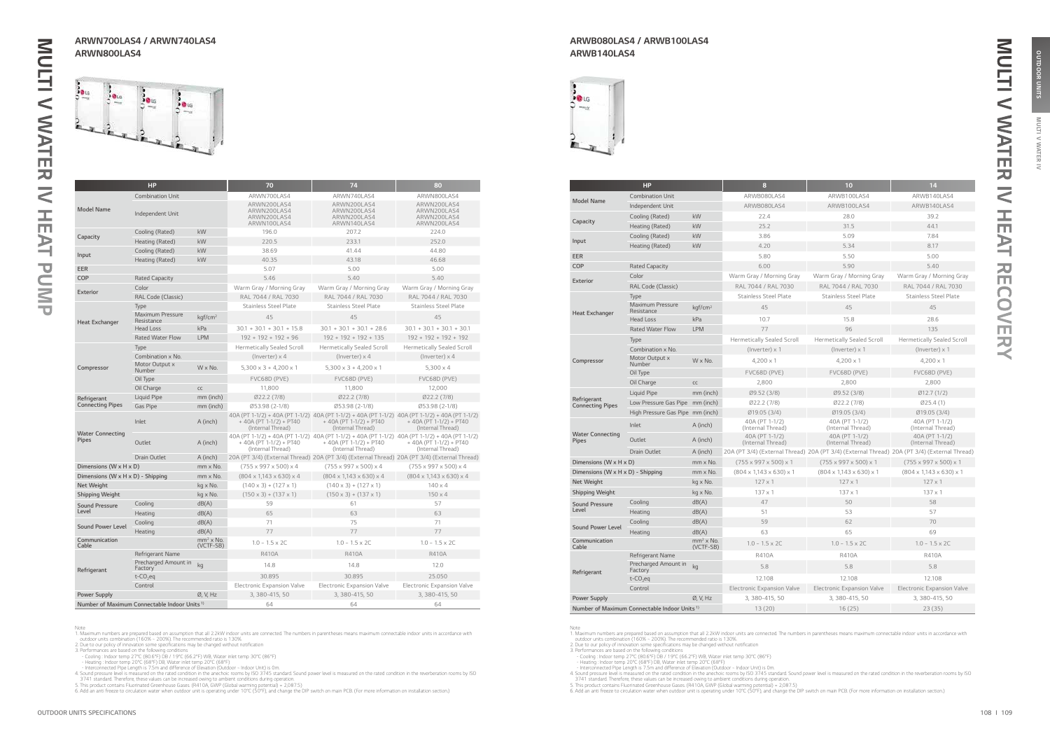# MULTI V WATER IV HEAT PUMP

## ARWN700LAS4 / ARWN740LAS4 ARWN800LAS4

| HP | | | 70 | 74 | 80 |
|---|---|---|---|---|---|
| Model Name | Combination Unit | | ARWN700LAS4 | ARWN740LAS4 | ARWN800LAS4 |
| | Independent Unit | | ARWN200LAS4 ARWN200LAS4 ARWN200LAS4 ARWN100LAS4 | ARWN200LAS4 ARWN200LAS4 ARWN200LAS4 ARWN140LAS4 | ARWN200LAS4 ARWN200LAS4 ARWN200LAS4 ARWN200LAS4 |
| Capacity | Cooling (Rated) | kW | 196.0 | 207.2 | 224.0 |
| | Heating (Rated) | kW | 220.5 | 233.1 | 252.0 |
| Input | Cooling (Rated) | kW | 38.69 | 41.44 | 44.80 |
| | Heating (Rated) | kW | 40.35 | 43.18 | 46.68 |
| EER | | | 5.07 | 5.00 | 5.00 |
| COP | Rated Capacity | | 5.46 | 5.40 | 5.40 |
| Exterior | Color | | Warm Gray / Morning Gray | Warm Gray / Morning Gray | Warm Gray / Morning Gray |
| | RAL Code (Classic) | | RAL 7044 / RAL 7030 | RAL 7044 / RAL 7030 | RAL 7044 / RAL 7030 |
| Heat Exchanger | Type | | Stainless Steel Plate | Stainless Steel Plate | Stainless Steel Plate |
| | Maximum Pressure Resistance | kgf/cm² | 45 | 45 | 45 |
| | Head Loss | kPa | 30.1 + 30.1 + 30.1 + 15.8 | 30.1 + 30.1 + 30.1 + 28.6 | 30.1 + 30.1 + 30.1 + 30.1 |
| | Rated Water Flow | LPM | 192 + 192 + 192 + 96 | 192 + 192 + 192 + 135 | 192 + 192 + 192 + 192 |
| Compressor | Type | | Hermetically Sealed Scroll | Hermetically Sealed Scroll | Hermetically Sealed Scroll |
| | Combination x No. | | (Inverter) x 4 | (Inverter) x 4 | (Inverter) x 4 |
| | Motor Output x Number | W x No. | 5,300 x 3 + 4,200 x 1 | 5,300 x 3 + 4,200 x 1 | 5,300 x 4 |
| | Oil Type | | FVC68D (PVE) | FVC68D (PVE) | FVC68D (PVE) |
| | Oil Charge | cc | 11,800 | 11,800 | 12,000 |
| Refrigerant Connecting Pipes | Liquid Pipe | mm (inch) | Ø22.2 (7/8) | Ø22.2 (7/8) | Ø22.2 (7/8) |
| | Gas Pipe | mm (inch) | Ø53.98 (2-1/8) | Ø53.98 (2-1/8) | Ø53.98 (2-1/8) |
| Water Connecting Pipes | Inlet | A (inch) | 40A (PT 1-1/2) + 40A (PT 1-1/2) + 40A (PT 1-1/2) + PT40 (Internal Thread) | 40A (PT 1-1/2) + 40A (PT 1-1/2) + 40A (PT 1-1/2) + PT40 (Internal Thread) | 40A (PT 1-1/2) + 40A (PT 1-1/2) + 40A (PT 1-1/2) + PT40 (Internal Thread) |
| | Outlet | A (inch) | 40A (PT 1-1/2) + 40A (PT 1-1/2) + 40A (PT 1-1/2) + PT40 (Internal Thread) | 40A (PT 1-1/2) + 40A (PT 1-1/2) + 40A (PT 1-1/2) + PT40 (Internal Thread) | 40A (PT 1-1/2) + 40A (PT 1-1/2) + 40A (PT 1-1/2) + PT40 (Internal Thread) |
| | Drain Outlet | A (inch) | 20A (PT 3/4) (External Thread) | 20A (PT 3/4) (External Thread) | 20A (PT 3/4) (External Thread) |
| Dimensions (W x H x D) | | mm x No. | (755 x 997 x 500) x 4 | (755 x 997 x 500) x 4 | (755 x 997 x 500) x 4 |
| Dimensions (W x H x D) - Shipping | | mm x No. | (804 x 1,143 x 630) x 4 | (804 x 1,143 x 630) x 4 | (804 x 1,143 x 630) x 4 |
| Net Weight | | kg x No. | (140 x 3) + (127 x 1) | (140 x 3) + (127 x 1) | 140 x 4 |
| Shipping Weight | | kg x No. | (150 x 3) + (137 x 1) | (150 x 3) + (137 x 1) | 150 x 4 |
| Sound Pressure Level | Cooling | dB(A) | 59 | 61 | 57 |
| | Heating | dB(A) | 65 | 63 | 63 |
| Sound Power Level | Cooling | dB(A) | 71 | 75 | 71 |
| | Heating | dB(A) | 77 | 77 | 77 |
| Communication Cable | | mm² x No. (VCTF-SB) | 1.0 ~ 1.5 x 2C | 1.0 ~ 1.5 x 2C | 1.0 ~ 1.5 x 2C |
| Refrigerant | Refrigerant Name | | R410A | R410A | R410A |
| | Precharged Amount in Factory | kg | 14.8 | 14.8 | 12.0 |
| | t-$CO_2$eq | | 30.895 | 30.895 | 25.050 |
| | Control | | Electronic Expansion Valve | Electronic Expansion Valve | Electronic Expansion Valve |
| Power Supply | | Ø, V, Hz | 3, 380-415, 50 | 3, 380-415, 50 | 3, 380-415, 50 |
| Number of Maximum Connectable Indoor Units[1] | | | 64 | 64 | 64 |

Note
1. Maximum numbers are prepared based on assumption that all 2.2kW indoor units are connected. The numbers in parentheses means maximum connectable indoor units in accordance with outdoor units combination (160% ~ 200%). The recommended ratio is 130%.
2. Due to our policy of innovation some specifications may be changed without notification
3. Performances are based on the following conditions
- Cooling : Indoor temp 27°C (80.6°F) DB / 19°C (66.2°F) WB, Water inlet temp 30°C (86°F)
- Heating : Indoor temp 20°C (68°F) DB, Water inlet temp 20°C (68°F)
- Interconnected Pipe Length is 7.5m and difference of Elevation (Outdoor - Indoor Unit) is 0m.
4. Sound pressure level is measured on the rated condition in the anechoic rooms by ISO 3745 standard. Sound power level is measured on the rated condition in the reverberation rooms by ISO 3741 standard. Therefore, these values can be increased owing to ambient conditions during operation.
5. This product contains Fluorinated Greenhouse Gases. (R410A, GWP (Global warming potential) = 2,087.5)
6. Add an anti freeze to circulation water when outdoor unit is operating under 10°C (50°F), and change the DIP switch on main PCB. (For more information on installation section.)

# MULTI V WATER IV HEAT RECOVERY

## ARWB080LAS4 / ARWB100LAS4 ARWB140LAS4

| HP | | | 8 | 10 | 14 |
|---|---|---|---|---|---|
| Model Name | Combination Unit | | ARWB080LAS4 | ARWB100LAS4 | ARWB140LAS4 |
| | Independent Unit | | ARWB080LAS4 | ARWB100LAS4 | ARWB140LAS4 |
| Capacity | Cooling (Rated) | kW | 22.4 | 28.0 | 39.2 |
| | Heating (Rated) | kW | 25.2 | 31.5 | 44.1 |
| Input | Cooling (Rated) | kW | 3.86 | 5.09 | 7.84 |
| | Heating (Rated) | kW | 4.20 | 5.34 | 8.17 |
| EER | | | 5.80 | 5.50 | 5.00 |
| COP | Rated Capacity | | 6.00 | 5.90 | 5.40 |
| Exterior | Color | | Warm Gray / Morning Gray | Warm Gray / Morning Gray | Warm Gray / Morning Gray |
| | RAL Code (Classic) | | RAL 7044 / RAL 7030 | RAL 7044 / RAL 7030 | RAL 7044 / RAL 7030 |
| Heat Exchanger | Type | | Stainless Steel Plate | Stainless Steel Plate | Stainless Steel Plate |
| | Maximum Pressure Resistance | kgf/cm² | 45 | 45 | 45 |
| | Head Loss | kPa | 10.7 | 15.8 | 28.6 |
| | Rated Water Flow | LPM | 77 | 96 | 135 |
| Compressor | Type | | Hermetically Sealed Scroll | Hermetically Sealed Scroll | Hermetically Sealed Scroll |
| | Combination x No. | | (Inverter) x 1 | (Inverter) x 1 | (Inverter) x 1 |
| | Motor Output x Number | W x No. | 4,200 x 1 | 4,200 x 1 | 4,200 x 1 |
| | Oil Type | | FVC68D (PVE) | FVC68D (PVE) | FVC68D (PVE) |
| | Oil Charge | cc | 2,800 | 2,800 | 2,800 |
| Refrigerant Connecting Pipes | Liquid Pipe | mm (inch) | Ø9.52 (3/8) | Ø9.52 (3/8) | Ø12.7 (1/2) |
| | Low Pressure Gas Pipe | mm (inch) | Ø22.2 (7/8) | Ø22.2 (7/8) | Ø25.4 (1) |
| | High Pressure Gas Pipe | mm (inch) | Ø19.05 (3/4) | Ø19.05 (3/4) | Ø19.05 (3/4) |
| Water Connecting Pipes | Inlet | A (inch) | 40A (PT 1-1/2) (Internal Thread) | 40A (PT 1-1/2) (Internal Thread) | 40A (PT 1-1/2) (Internal Thread) |
| | Outlet | A (inch) | 40A (PT 1-1/2) (Internal Thread) | 40A (PT 1-1/2) (Internal Thread) | 40A (PT 1-1/2) (Internal Thread) |
| | Drain Outlet | A (inch) | 20A (PT 3/4) (External Thread) | 20A (PT 3/4) (External Thread) | 20A (PT 3/4) (External Thread) |
| Dimensions (W x H x D) | | mm x No. | (755 x 997 x 500) x 1 | (755 x 997 x 500) x 1 | (755 x 997 x 500) x 1 |
| Dimensions (W x H x D) - Shipping | | mm x No. | (804 x 1,143 x 630) x 1 | (804 x 1,143 x 630) x 1 | (804 x 1,143 x 630) x 1 |
| Net Weight | | kg x No. | 127 x 1 | 127 x 1 | 127 x 1 |
| Shipping Weight | | kg x No. | 137 x 1 | 137 x 1 | 137 x 1 |
| Sound Pressure Level | Cooling | dB(A) | 47 | 50 | 58 |
| | Heating | dB(A) | 51 | 53 | 57 |
| Sound Power Level | Cooling | dB(A) | 59 | 62 | 70 |
| | Heating | dB(A) | 63 | 65 | 69 |
| Communication Cable | | mm² x No. (VCTF-SB) | 1.0 ~ 1.5 x 2C | 1.0 ~ 1.5 x 2C | 1.0 ~ 1.5 x 2C |
| Refrigerant | Refrigerant Name | | R410A | R410A | R410A |
| | Precharged Amount in Factory | kg | 5.8 | 5.8 | 5.8 |
| | t-$CO_2$eq | | 12.108 | 12.108 | 12.108 |
| | Control | | Electronic Expansion Valve | Electronic Expansion Valve | Electronic Expansion Valve |
| Power Supply | | Ø, V, Hz | 3, 380-415, 50 | 3, 380-415, 50 | 3, 380-415, 50 |
| Number of Maximum Connectable Indoor Units[1] | | | 13 (20) | 16 (25) | 23 (35) |

Note
1. Maximum numbers are prepared based on assumption that all 2.2kW indoor units are connected. The numbers in parentheses means maximum connectable indoor units in accordance with outdoor units combination (160% ~ 200%). The recommended ratio is 130%.
2. Due to our policy of innovation some specifications may be changed without notification
3. Performances are based on the following conditions
- Cooling : Indoor temp 27°C (80.6°F) DB / 19°C (66.2°F) WB, Water inlet temp 30°C (86°F)
- Heating : Indoor temp 20°C (68°F) DB, Water inlet temp 20°C (68°F)
- Interconnected Pipe Length is 7.5m and difference of Elevation (Outdoor - Indoor Unit) is 0m.
4. Sound pressure level is measured on the rated condition in the anechoic rooms by ISO 3745 standard. Sound power level is measured on the rated condition in the reverberation rooms by ISO 3741 standard. Therefore, these values can be increased owing to ambient conditions during operation.
5. This product contains Fluorinated Greenhouse Gases. (R410A, GWP (Global warming potential) = 2,087.5)
6. Add an anti freeze to circulation water when outdoor unit is operating under 10°C (50°F), and change the DIP switch on main PCB. (For more information on installation section.)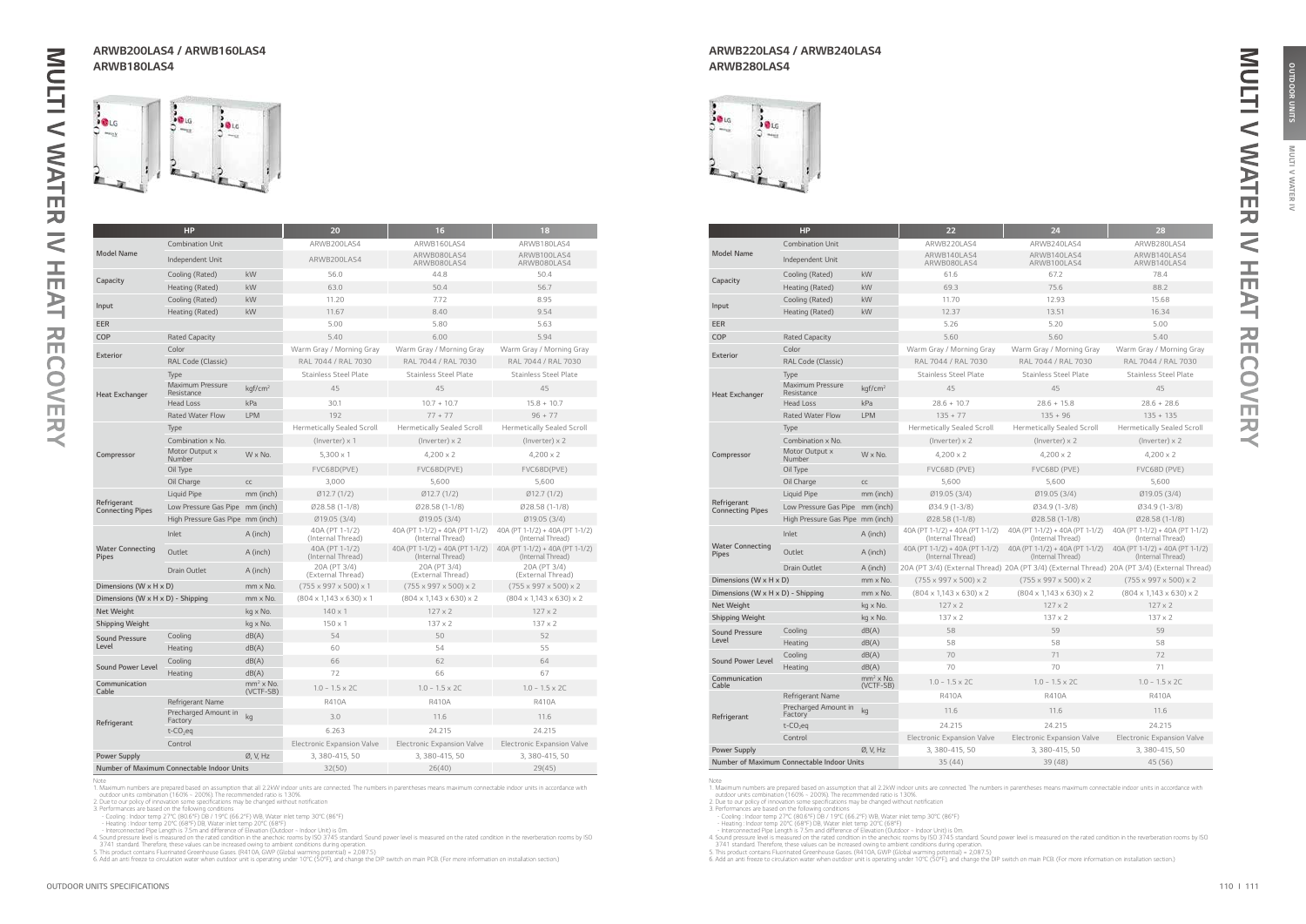# MULTI V WATER IV HEAT RECOVERY

## ARWB200LAS4 / ARWB160LAS4 ARWB180LAS4

| HP | | | 20 | 16 | 18 |
|---|---|---|---|---|---|
| Model Name | Combination Unit | | ARWB200LAS4 | ARWB160LAS4 | ARWB180LAS4 |
| | Independent Unit | | ARWB200LAS4 | ARWB080LAS4 ARWB080LAS4 | ARWB100LAS4 ARWB080LAS4 |
| Capacity | Cooling (Rated) | kW | 56.0 | 44.8 | 50.4 |
| | Heating (Rated) | kW | 63.0 | 50.4 | 56.7 |
| Input | Cooling (Rated) | kW | 11.20 | 7.72 | 8.95 |
| | Heating (Rated) | kW | 11.67 | 8.40 | 9.54 |
| EER | | | 5.00 | 5.80 | 5.63 |
| COP | Rated Capacity | | 5.40 | 6.00 | 5.94 |
| Exterior | Color | | Warm Gray / Morning Gray | Warm Gray / Morning Gray | Warm Gray / Morning Gray |
| | RAL Code (Classic) | | RAL 7044 / RAL 7030 | RAL 7044 / RAL 7030 | RAL 7044 / RAL 7030 |
| Heat Exchanger | Type | | Stainless Steel Plate | Stainless Steel Plate | Stainless Steel Plate |
| | Maximum Pressure Resistance | kgf/cm² | 45 | 45 | 45 |
| | Head Loss | kPa | 30.1 | 10.7 + 10.7 | 15.8 + 10.7 |
| | Rated Water Flow | LPM | 192 | 77 + 77 | 96 + 77 |
| Compressor | Type | | Hermetically Sealed Scroll | Hermetically Sealed Scroll | Hermetically Sealed Scroll |
| | Combination x No. | | (Inverter) x 1 | (Inverter) x 2 | (Inverter) x 2 |
| | Motor Output x Number | W x No. | 5,300 x 1 | 4,200 x 2 | 4,200 x 2 |
| | Oil Type | | FVC68D(PVE) | FVC68D(PVE) | FVC68D(PVE) |
| | Oil Charge | cc | 3,000 | 5,600 | 5,600 |
| Refrigerant Connecting Pipes | Liquid Pipe | mm (inch) | Ø12.7 (1/2) | Ø12.7 (1/2) | Ø12.7 (1/2) |
| | Low Pressure Gas Pipe | mm (inch) | Ø28.58 (1-1/8) | Ø28.58 (1-1/8) | Ø28.58 (1-1/8) |
| | High Pressure Gas Pipe | mm (inch) | Ø19.05 (3/4) | Ø19.05 (3/4) | Ø19.05 (3/4) |
| Water Connecting Pipes | Inlet | A (inch) | 40A (PT 1-1/2) (Internal Thread) | 40A (PT 1-1/2) + 40A (PT 1-1/2) (Internal Thread) | 40A (PT 1-1/2) + 40A (PT 1-1/2) (Internal Thread) |
| | Outlet | A (inch) | 40A (PT 1-1/2) (Internal Thread) | 40A (PT 1-1/2) + 40A (PT 1-1/2) (Internal Thread) | 40A (PT 1-1/2) + 40A (PT 1-1/2) (Internal Thread) |
| | Drain Outlet | A (inch) | 20A (PT 3/4) (External Thread) | 20A (PT 3/4) (External Thread) | 20A (PT 3/4) (External Thread) |
| Dimensions (W x H x D) | | mm x No. | (755 x 997 x 500) x 1 | (755 x 997 x 500) x 2 | (755 x 997 x 500) x 2 |
| Dimensions (W x H x D) - Shipping | | mm x No. | (804 x 1,143 x 630) x 1 | (804 x 1,143 x 630) x 2 | (804 x 1,143 x 630) x 2 |
| Net Weight | | kg x No. | 140 x 1 | 127 x 2 | 127 x 2 |
| Shipping Weight | | kg x No. | 150 x 1 | 137 x 2 | 137 x 2 |
| Sound Pressure Level | Cooling | dB(A) | 54 | 50 | 52 |
| | Heating | dB(A) | 60 | 54 | 55 |
| Sound Power Level | Cooling | dB(A) | 66 | 62 | 64 |
| | Heating | dB(A) | 72 | 66 | 67 |
| Communication Cable | | mm² x No. (VCTF-SB) | 1.0 ~ 1.5 x 2C | 1.0 ~ 1.5 x 2C | 1.0 ~ 1.5 x 2C |
| Refrigerant | Refrigerant Name | | R410A | R410A | R410A |
| | Precharged Amount in Factory | kg | 3.0 | 11.6 | 11.6 |
| | t-$CO_2$eq | | 6.263 | 24.215 | 24.215 |
| | Control | | Electronic Expansion Valve | Electronic Expansion Valve | Electronic Expansion Valve |
| Power Supply | | Ø, V, Hz | 3, 380-415, 50 | 3, 380-415, 50 | 3, 380-415, 50 |
| Number of Maximum Connectable Indoor Units | | | 32(50) | 26(40) | 29(45) |

Note
1. Maximum numbers are prepared based on assumption that all 2.2kW indoor units are connected. The numbers in parentheses means maximum connectable indoor units in accordance with outdoor units combination (160% ~ 200%). The recommended ratio is 130%.
2. Due to our policy of innovation some specifications may be changed without notification
3. Performances are based on the following conditions
- Cooling : Indoor temp 27°C (80.6°F) DB / 19°C (66.2°F) WB, Water inlet temp 30°C (86°F)
- Heating : Indoor temp 20°C (68°F) DB, Water inlet temp 20°C (68°F)
- Interconnected Pipe Length is 7.5m and difference of Elevation (Outdoor ~ Indoor Unit) is 0m.
4. Sound pressure level is measured on the rated condition in the anechoic rooms by ISO 3745 standard. Sound power level is measured on the rated condition in the reverberation rooms by ISO 3741 standard. Therefore, these values can be increased owing to ambient conditions during operation.
5. This product contains Fluorinated Greenhouse Gases. (R410A, GWP (Global warming potential) = 2,087.5)
6. Add an anti freeze to circulation water when outdoor unit is operating under 10°C (50°F), and change the DIP switch on main PCB. (For more information on installation section.)

## ARWB220LAS4 / ARWB240LAS4 ARWB280LAS4

| HP | | | 22 | 24 | 28 |
|---|---|---|---|---|---|
| Model Name | Combination Unit | | ARWB220LAS4 | ARWB240LAS4 | ARWB280LAS4 |
| | Independent Unit | | ARWB140LAS4 ARWB080LAS4 | ARWB140LAS4 ARWB100LAS4 | ARWB140LAS4 ARWB140LAS4 |
| Capacity | Cooling (Rated) | kW | 61.6 | 67.2 | 78.4 |
| | Heating (Rated) | kW | 69.3 | 75.6 | 88.2 |
| Input | Cooling (Rated) | kW | 11.70 | 12.93 | 15.68 |
| | Heating (Rated) | kW | 12.37 | 13.51 | 16.34 |
| EER | | | 5.26 | 5.20 | 5.00 |
| COP | Rated Capacity | | 5.60 | 5.60 | 5.40 |
| Exterior | Color | | Warm Gray / Morning Gray | Warm Gray / Morning Gray | Warm Gray / Morning Gray |
| | RAL Code (Classic) | | RAL 7044 / RAL 7030 | RAL 7044 / RAL 7030 | RAL 7044 / RAL 7030 |
| Heat Exchanger | Type | | Stainless Steel Plate | Stainless Steel Plate | Stainless Steel Plate |
| | Maximum Pressure Resistance | kgf/cm² | 45 | 45 | 45 |
| | Head Loss | kPa | 28.6 + 10.7 | 28.6 + 15.8 | 28.6 + 28.6 |
| | Rated Water Flow | LPM | 135 + 77 | 135 + 96 | 135 + 135 |
| Compressor | Type | | Hermetically Sealed Scroll | Hermetically Sealed Scroll | Hermetically Sealed Scroll |
| | Combination x No. | | (Inverter) x 2 | (Inverter) x 2 | (Inverter) x 2 |
| | Motor Output x Number | W x No. | 4,200 x 2 | 4,200 x 2 | 4,200 x 2 |
| | Oil Type | | FVC68D (PVE) | FVC68D (PVE) | FVC68D (PVE) |
| | Oil Charge | cc | 5,600 | 5,600 | 5,600 |
| Refrigerant Connecting Pipes | Liquid Pipe | mm (inch) | Ø19.05 (3/4) | Ø19.05 (3/4) | Ø19.05 (3/4) |
| | Low Pressure Gas Pipe | mm (inch) | Ø34.9 (1-3/8) | Ø34.9 (1-3/8) | Ø34.9 (1-3/8) |
| | High Pressure Gas Pipe | mm (inch) | Ø28.58 (1-1/8) | Ø28.58 (1-1/8) | Ø28.58 (1-1/8) |
| Water Connecting Pipes | Inlet | A (inch) | 40A (PT 1-1/2) + 40A (PT 1-1/2) (Internal Thread) | 40A (PT 1-1/2) + 40A (PT 1-1/2) (Internal Thread) | 40A (PT 1-1/2) + 40A (PT 1-1/2) (Internal Thread) |
| | Outlet | A (inch) | 40A (PT 1-1/2) + 40A (PT 1-1/2) (Internal Thread) | 40A (PT 1-1/2) + 40A (PT 1-1/2) (Internal Thread) | 40A (PT 1-1/2) + 40A (PT 1-1/2) (Internal Thread) |
| | Drain Outlet | A (inch) | 20A (PT 3/4) (External Thread) | 20A (PT 3/4) (External Thread) | 20A (PT 3/4) (External Thread) |
| Dimensions (W x H x D) | | mm x No. | (755 x 997 x 500) x 2 | (755 x 997 x 500) x 2 | (755 x 997 x 500) x 2 |
| Dimensions (W x H x D) - Shipping | | mm x No. | (804 x 1,143 x 630) x 2 | (804 x 1,143 x 630) x 2 | (804 x 1,143 x 630) x 2 |
| Net Weight | | kg x No. | 127 x 2 | 127 x 2 | 127 x 2 |
| Shipping Weight | | kg x No. | 137 x 2 | 137 x 2 | 137 x 2 |
| Sound Pressure Level | Cooling | dB(A) | 58 | 59 | 59 |
| | Heating | dB(A) | 58 | 58 | 58 |
| Sound Power Level | Cooling | dB(A) | 70 | 71 | 72 |
| | Heating | dB(A) | 70 | 70 | 71 |
| Communication Cable | | mm² x No. (VCTF-SB) | 1.0 ~ 1.5 x 2C | 1.0 ~ 1.5 x 2C | 1.0 ~ 1.5 x 2C |
| Refrigerant | Refrigerant Name | | R410A | R410A | R410A |
| | Precharged Amount in Factory | kg | 11.6 | 11.6 | 11.6 |
| | t-$CO_2$eq | | 24.215 | 24.215 | 24.215 |
| | Control | | Electronic Expansion Valve | Electronic Expansion Valve | Electronic Expansion Valve |
| Power Supply | | Ø, V, Hz | 3, 380-415, 50 | 3, 380-415, 50 | 3, 380-415, 50 |
| Number of Maximum Connectable Indoor Units | | | 35 (44) | 39 (48) | 45 (56) |

Note
1. Maximum numbers are prepared based on assumption that all 2.2kW indoor units are connected. The numbers in parentheses means maximum connectable indoor units in accordance with outdoor units combination (160% ~ 200%). The recommended ratio is 130%.
2. Due to our policy of innovation some specifications may be changed without notification
3. Performances are based on the following conditions
- Cooling : Indoor temp 27°C (80.6°F) DB / 19°C (66.2°F) WB, Water inlet temp 30°C (86°F)
- Heating : Indoor temp 20°C (68°F) DB, Water inlet temp 20°C (68°F)
- Interconnected Pipe Length is 7.5m and difference of Elevation (Outdoor ~ Indoor Unit) is 0m.
4. Sound pressure level is measured on the rated condition in the anechoic rooms by ISO 3745 standard. Sound power level is measured on the rated condition in the reverberation rooms by ISO 3741 standard. Therefore, these values can be increased owing to ambient conditions during operation.
5. This product contains Fluorinated Greenhouse Gases. (R410A, GWP (Global warming potential) = 2,087.5)
6. Add an anti freeze to circulation water when outdoor unit is operating under 10°C (50°F), and change the DIP switch on main PCB. (For more information on installation section.)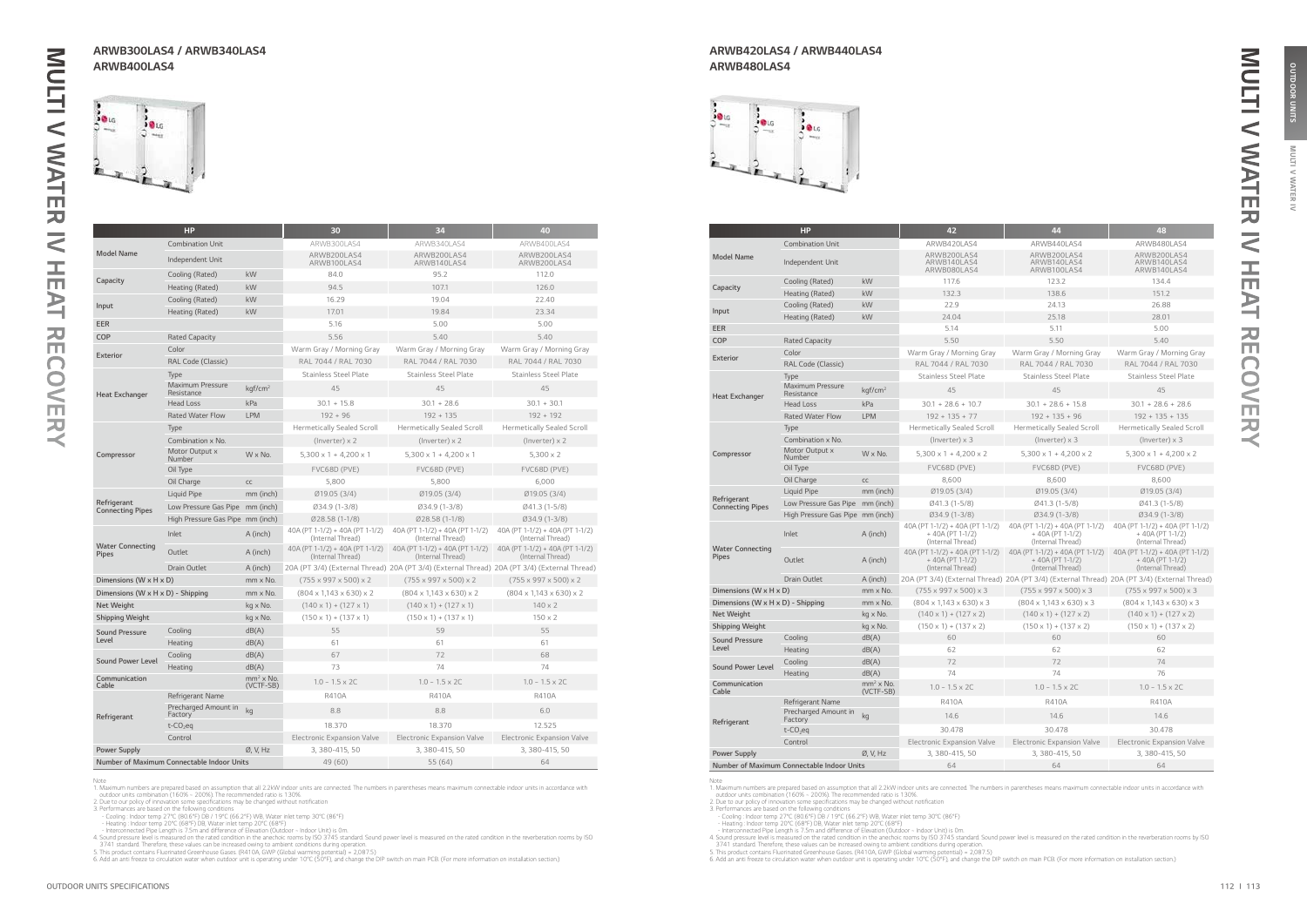# MULTI V WATER IV HEAT RECOVERY

## ARWB300LAS4 / ARWB340LAS4 ARWB400LAS4

| HP | | | 30 | 34 | 40 |
|---|---|---|---|---|---|
| Model Name | Combination Unit | | ARWB300LAS4 | ARWB340LAS4 | ARWB400LAS4 |
| | Independent Unit | | ARWB200LAS4 ARWB100LAS4 | ARWB200LAS4 ARWB140LAS4 | ARWB200LAS4 ARWB200LAS4 |
| Capacity | Cooling (Rated) | kW | 84.0 | 95.2 | 112.0 |
| | Heating (Rated) | kW | 94.5 | 107.1 | 126.0 |
| Input | Cooling (Rated) | kW | 16.29 | 19.04 | 22.40 |
| | Heating (Rated) | kW | 17.01 | 19.84 | 23.34 |
| EER | | | 5.16 | 5.00 | 5.00 |
| COP | Rated Capacity | | 5.56 | 5.40 | 5.40 |
| Exterior | Color | | Warm Gray / Morning Gray | Warm Gray / Morning Gray | Warm Gray / Morning Gray |
| | RAL Code (Classic) | | RAL 7044 / RAL 7030 | RAL 7044 / RAL 7030 | RAL 7044 / RAL 7030 |
| Heat Exchanger | Type | | Stainless Steel Plate | Stainless Steel Plate | Stainless Steel Plate |
| | Maximum Pressure Resistance | $kgf/cm^2$ | 45 | 45 | 45 |
| | Head Loss | kPa | 30.1 + 15.8 | 30.1 + 28.6 | 30.1 + 30.1 |
| | Rated Water Flow | LPM | 192 + 96 | 192 + 135 | 192 + 192 |
| Compressor | Type | | Hermetically Sealed Scroll | Hermetically Sealed Scroll | Hermetically Sealed Scroll |
| | Combination x No. | | (Inverter) x 2 | (Inverter) x 2 | (Inverter) x 2 |
| | Motor Output x Number | W x No. | 5,300 x 1 + 4,200 x 1 | 5,300 x 1 + 4,200 x 1 | 5,300 x 2 |
| | Oil Type | | FVC68D (PVE) | FVC68D (PVE) | FVC68D (PVE) |
| | Oil Charge | cc | 5,800 | 5,800 | 6,000 |
| Refrigerant Connecting Pipes | Liquid Pipe | mm (inch) | Ø19.05 (3/4) | Ø19.05 (3/4) | Ø19.05 (3/4) |
| | Low Pressure Gas Pipe | mm (inch) | Ø34.9 (1-3/8) | Ø34.9 (1-3/8) | Ø41.3 (1-5/8) |
| | High Pressure Gas Pipe | mm (inch) | Ø28.58 (1-1/8) | Ø28.58 (1-1/8) | Ø34.9 (1-3/8) |
| Water Connecting Pipes | Inlet | A (inch) | 40A (PT 1-1/2) + 40A (PT 1-1/2) (Internal Thread) | 40A (PT 1-1/2) + 40A (PT 1-1/2) (Internal Thread) | 40A (PT 1-1/2) + 40A (PT 1-1/2) (Internal Thread) |
| | Outlet | A (inch) | 40A (PT 1-1/2) + 40A (PT 1-1/2) (Internal Thread) | 40A (PT 1-1/2) + 40A (PT 1-1/2) (Internal Thread) | 40A (PT 1-1/2) + 40A (PT 1-1/2) (Internal Thread) |
| | Drain Outlet | A (inch) | 20A (PT 3/4) (External Thread) | 20A (PT 3/4) (External Thread) | 20A (PT 3/4) (External Thread) |
| Dimensions (W x H x D) | | mm x No. | (755 x 997 x 500) x 2 | (755 x 997 x 500) x 2 | (755 x 997 x 500) x 2 |
| Dimensions (W x H x D) - Shipping | | mm x No. | (804 x 1,143 x 630) x 2 | (804 x 1,143 x 630) x 2 | (804 x 1,143 x 630) x 2 |
| Net Weight | | kg x No. | (140 x 1) + (127 x 1) | (140 x 1) + (127 x 1) | 140 x 2 |
| Shipping Weight | | kg x No. | (150 x 1) + (137 x 1) | (150 x 1) + (137 x 1) | 150 x 2 |
| Sound Pressure Level | Cooling | dB(A) | 55 | 59 | 55 |
| | Heating | dB(A) | 61 | 61 | 61 |
| Sound Power Level | Cooling | dB(A) | 67 | 72 | 68 |
| | Heating | dB(A) | 73 | 74 | 74 |
| Communication Cable | | $mm^2$ x No. (VCTF-SB) | 1.0 ~ 1.5 x 2C | 1.0 ~ 1.5 x 2C | 1.0 ~ 1.5 x 2C |
| Refrigerant | Refrigerant Name | | R410A | R410A | R410A |
| | Precharged Amount in Factory | kg | 8.8 | 8.8 | 6.0 |
| | $t\text{-}CO_2eq$ | | 18.370 | 18.370 | 12.525 |
| | Control | | Electronic Expansion Valve | Electronic Expansion Valve | Electronic Expansion Valve |
| Power Supply | | Ø, V, Hz | 3, 380-415, 50 | 3, 380-415, 50 | 3, 380-415, 50 |
| Number of Maximum Connectable Indoor Units | | | 49 (60) | 55 (64) | 64 |

Note
1. Maximum numbers are prepared based on assumption that all 2.2kW indoor units are connected. The numbers in parentheses means maximum connectable indoor units in accordance with outdoor units combination (160% ~ 200%). The recommended ratio is 130%.
2. Due to our policy of innovation some specifications may be changed without notification
3. Performances are based on the following conditions
- Cooling : Indoor temp 27°C (80.6°F) DB / 19°C (66.2°F) WB, Water inlet temp 30°C (86°F)
- Heating : Indoor temp 20°C (68°F) DB, Water inlet temp 20°C (68°F)
- Interconnected Pipe Length is 7.5m and difference of Elevation (Outdoor - Indoor Unit) is 0m.
4. Sound pressure level is measured on the rated condition in the anechoic rooms by ISO 3745 standard. Sound power level is measured on the rated condition in the reverberation rooms by ISO 3741 standard. Therefore, these values can be increased owing to ambient conditions during operation.
5. This product contains Fluorinated Greenhouse Gases. (R410A, GWP (Global warming potential) = 2,087.5)
6. Add an anti freeze to circulation water when outdoor unit is operating under 10°C (50°F), and change the DIP switch on main PCB. (For more information on installation section.)

## ARWB420LAS4 / ARWB440LAS4 ARWB480LAS4

| HP | | | 42 | 44 | 48 |
|---|---|---|---|---|---|
| Model Name | Combination Unit | | ARWB420LAS4 | ARWB440LAS4 | ARWB480LAS4 |
| | Independent Unit | | ARWB200LAS4 ARWB140LAS4 ARWB080LAS4 | ARWB200LAS4 ARWB140LAS4 ARWB100LAS4 | ARWB200LAS4 ARWB140LAS4 ARWB140LAS4 |
| Capacity | Cooling (Rated) | kW | 117.6 | 123.2 | 134.4 |
| | Heating (Rated) | kW | 132.3 | 138.6 | 151.2 |
| Input | Cooling (Rated) | kW | 22.9 | 24.13 | 26.88 |
| | Heating (Rated) | kW | 24.04 | 25.18 | 28.01 |
| EER | | | 5.14 | 5.11 | 5.00 |
| COP | Rated Capacity | | 5.50 | 5.50 | 5.40 |
| Exterior | Color | | Warm Gray / Morning Gray | Warm Gray / Morning Gray | Warm Gray / Morning Gray |
| | RAL Code (Classic) | | RAL 7044 / RAL 7030 | RAL 7044 / RAL 7030 | RAL 7044 / RAL 7030 |
| Heat Exchanger | Type | | Stainless Steel Plate | Stainless Steel Plate | Stainless Steel Plate |
| | Maximum Pressure Resistance | $kgf/cm^2$ | 45 | 45 | 45 |
| | Head Loss | kPa | 30.1 + 28.6 + 10.7 | 30.1 + 28.6 + 15.8 | 30.1 + 28.6 + 28.6 |
| | Rated Water Flow | LPM | 192 + 135 + 77 | 192 + 135 + 96 | 192 + 135 + 135 |
| Compressor | Type | | Hermetically Sealed Scroll | Hermetically Sealed Scroll | Hermetically Sealed Scroll |
| | Combination x No. | | (Inverter) x 3 | (Inverter) x 3 | (Inverter) x 3 |
| | Motor Output x Number | W x No. | 5,300 x 1 + 4,200 x 2 | 5,300 x 1 + 4,200 x 2 | 5,300 x 1 + 4,200 x 2 |
| | Oil Type | | FVC68D (PVE) | FVC68D (PVE) | FVC68D (PVE) |
| | Oil Charge | cc | 8,600 | 8,600 | 8,600 |
| Refrigerant Connecting Pipes | Liquid Pipe | mm (inch) | Ø19.05 (3/4) | Ø19.05 (3/4) | Ø19.05 (3/4) |
| | Low Pressure Gas Pipe | mm (inch) | Ø41.3 (1-5/8) | Ø41.3 (1-5/8) | Ø41.3 (1-5/8) |
| | High Pressure Gas Pipe | mm (inch) | Ø34.9 (1-3/8) | Ø34.9 (1-3/8) | Ø34.9 (1-3/8) |
| Water Connecting Pipes | Inlet | A (inch) | 40A (PT 1-1/2) + 40A (PT 1-1/2) + 40A (PT 1-1/2) (Internal Thread) | 40A (PT 1-1/2) + 40A (PT 1-1/2) + 40A (PT 1-1/2) (Internal Thread) | 40A (PT 1-1/2) + 40A (PT 1-1/2) + 40A (PT 1-1/2) (Internal Thread) |
| | Outlet | A (inch) | 40A (PT 1-1/2) + 40A (PT 1-1/2) + 40A (PT 1-1/2) (Internal Thread) | 40A (PT 1-1/2) + 40A (PT 1-1/2) + 40A (PT 1-1/2) (Internal Thread) | 40A (PT 1-1/2) + 40A (PT 1-1/2) + 40A (PT 1-1/2) (Internal Thread) |
| | Drain Outlet | A (inch) | 20A (PT 3/4) (External Thread) | 20A (PT 3/4) (External Thread) | 20A (PT 3/4) (External Thread) |
| Dimensions (W x H x D) | | mm x No. | (755 x 997 x 500) x 3 | (755 x 997 x 500) x 3 | (755 x 997 x 500) x 3 |
| Dimensions (W x H x D) - Shipping | | mm x No. | (804 x 1,143 x 630) x 3 | (804 x 1,143 x 630) x 3 | (804 x 1,143 x 630) x 3 |
| Net Weight | | kg x No. | (140 x 1) + (127 x 2) | (140 x 1) + (127 x 2) | (140 x 1) + (127 x 2) |
| Shipping Weight | | kg x No. | (150 x 1) + (137 x 2) | (150 x 1) + (137 x 2) | (150 x 1) + (137 x 2) |
| Sound Pressure Level | Cooling | dB(A) | 60 | 60 | 60 |
| | Heating | dB(A) | 62 | 62 | 62 |
| Sound Power Level | Cooling | dB(A) | 72 | 72 | 74 |
| | Heating | dB(A) | 74 | 74 | 76 |
| Communication Cable | | $mm^2$ x No. (VCTF-SB) | 1.0 ~ 1.5 x 2C | 1.0 ~ 1.5 x 2C | 1.0 ~ 1.5 x 2C |
| Refrigerant | Refrigerant Name | | R410A | R410A | R410A |
| | Precharged Amount in Factory | kg | 14.6 | 14.6 | 14.6 |
| | $t\text{-}CO_2eq$ | | 30.478 | 30.478 | 30.478 |
| | Control | | Electronic Expansion Valve | Electronic Expansion Valve | Electronic Expansion Valve |
| Power Supply | | Ø, V, Hz | 3, 380-415, 50 | 3, 380-415, 50 | 3, 380-415, 50 |
| Number of Maximum Connectable Indoor Units | | | 64 | 64 | 64 |

Note
1. Maximum numbers are prepared based on assumption that all 2.2kW indoor units are connected. The numbers in parentheses means maximum connectable indoor units in accordance with outdoor units combination (160% ~ 200%). The recommended ratio is 130%.
2. Due to our policy of innovation some specifications may be changed without notification
3. Performances are based on the following conditions
- Cooling : Indoor temp 27°C (80.6°F) DB / 19°C (66.2°F) WB, Water inlet temp 30°C (86°F)
- Heating : Indoor temp 20°C (68°F) DB, Water inlet temp 20°C (68°F)
- Interconnected Pipe Length is 7.5m and difference of Elevation (Outdoor - Indoor Unit) is 0m.
4. Sound pressure level is measured on the rated condition in the anechoic rooms by ISO 3745 standard. Sound power level is measured on the rated condition in the reverberation rooms by ISO 3741 standard. Therefore, these values can be increased owing to ambient conditions during operation.
5. This product contains Fluorinated Greenhouse Gases. (R410A, GWP (Global warming potential) = 2,087.5)
6. Add an anti freeze to circulation water when outdoor unit is operating under 10°C (50°F), and change the DIP switch on main PCB. (For more information on installation section.)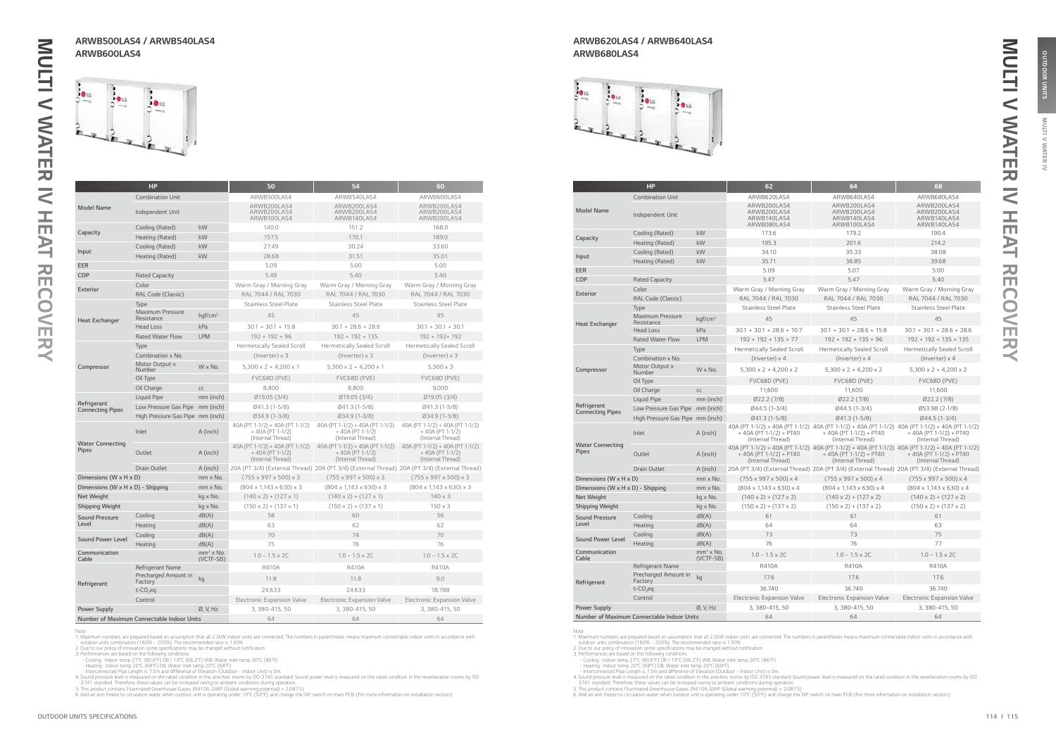# MULTI V WATER IV HEAT RECOVERY

## ARWB500LAS4 / ARWB540LAS4 ARWB600LAS4

| HP | | | 50 | 54 | 60 |
|---|---|---|---|---|---|
| Model Name | Combination Unit | | ARWB500LAS4 | ARWB540LAS4 | ARWB600LAS4 |
| | Independent Unit | | ARWB200LAS4 ARWB200LAS4 ARWB100LAS4 | ARWB200LAS4 ARWB200LAS4 ARWB140LAS4 | ARWB200LAS4 ARWB200LAS4 ARWB200LAS4 |
| Capacity | Cooling (Rated) | kW | 140.0 | 151.2 | 168.0 |
| | Heating (Rated) | kW | 157.5 | 170.1 | 189.0 |
| Input | Cooling (Rated) | kW | 27.49 | 30.24 | 33.60 |
| | Heating (Rated) | kW | 28.68 | 31.51 | 35.01 |
| EER | | | 5.09 | 5.00 | 5.00 |
| COP | Rated Capacity | | 5.49 | 5.40 | 5.40 |
| Exterior | Color | | Warm Gray / Morning Gray | Warm Gray / Morning Gray | Warm Gray / Morning Gray |
| | RAL Code (Classic) | | RAL 7044 / RAL 7030 | RAL 7044 / RAL 7030 | RAL 7044 / RAL 7030 |
| Heat Exchanger | Type | | Stainless Steel Plate | Stainless Steel Plate | Stainless Steel Plate |
| | Maximum Pressure Resistance | kgf/cm² | 45 | 45 | 45 |
| | Head Loss | kPa | 30.1 + 30.1 + 15.8 | 30.1 + 28.6 + 28.6 | 30.1 + 30.1 + 30.1 |
| | Rated Water Flow | LPM | 192 + 192 + 96 | 192 + 192 + 135 | 192 + 192+ 192 |
| Compressor | Type | | Hermetically Sealed Scroll | Hermetically Sealed Scroll | Hermetically Sealed Scroll |
| | Combination x No. | | (Inverter) x 3 | (Inverter) x 3 | (Inverter) x 3 |
| | Motor Output x Number | W x No. | 5,300 x 2 + 4,200 x 1 | 5,300 x 2 + 4,200 x 1 | 5,300 x 3 |
| | Oil Type | | FVC68D (PVE) | FVC68D (PVE) | FVC68D (PVE) |
| | Oil Charge | cc | 8,800 | 8,800 | 9,000 |
| Refrigerant Connecting Pipes | Liquid Pipe | mm (inch) | Ø19.05 (3/4) | Ø19.05 (3/4) | Ø19.05 (3/4) |
| | Low Pressure Gas Pipe | mm (inch) | Ø41.3 (1-5/8) | Ø41.3 (1-5/8) | Ø41.3 (1-5/8) |
| | High Pressure Gas Pipe | mm (inch) | Ø34.9 (1-3/8) | Ø34.9 (1-3/8) | Ø34.9 (1-3/8) |
| Water Connecting Pipes | Inlet | A (inch) | 40A (PT 1-1/2) + 40A (PT 1-1/2) + 40A (PT 1-1/2) (Internal Thread) | 40A (PT 1-1/2) + 40A (PT 1-1/2) + 40A (PT 1-1/2) (Internal Thread) | 40A (PT 1-1/2) + 40A (PT 1-1/2) + 40A (PT 1-1/2) (Internal Thread) |
| | Outlet | A (inch) | 40A (PT 1-1/2) + 40A (PT 1-1/2) + 40A (PT 1-1/2) (Internal Thread) | 40A (PT 1-1/2) + 40A (PT 1-1/2) + 40A (PT 1-1/2) (Internal Thread) | 40A (PT 1-1/2) + 40A (PT 1-1/2) + 40A (PT 1-1/2) (Internal Thread) |
| | Drain Outlet | A (inch) | 20A (PT 3/4) (External Thread) | 20A (PT 3/4) (External Thread) | 20A (PT 3/4) (External Thread) |
| Dimensions (W x H x D) | | mm x No. | (755 x 997 x 500) x 3 | (755 x 997 x 500) x 3 | (755 x 997 x 500) x 3 |
| Dimensions (W x H x D) - Shipping | | mm x No. | (804 x 1,143 x 630) x 3 | (804 x 1,143 x 630) x 3 | (804 x 1,143 x 630) x 3 |
| Net Weight | | kg x No. | (140 x 2) + (127 x 1) | (140 x 2) + (127 x 1) | 140 x 3 |
| Shipping Weight | | kg x No. | (150 x 2) + (137 x 1) | (150 x 2) + (137 x 1) | 150 x 3 |
| Sound Pressure Level | Cooling | dB(A) | 58 | 60 | 56 |
| | Heating | dB(A) | 63 | 62 | 62 |
| Sound Power Level | Cooling | dB(A) | 70 | 74 | 70 |
| | Heating | dB(A) | 75 | 76 | 76 |
| Communication Cable | | mm² x No. (VCTF-SB) | 1.0 ~ 1.5 x 2C | 1.0 ~ 1.5 x 2C | 1.0 ~ 1.5 x 2C |
| Refrigerant | Refrigerant Name | | R410A | R410A | R410A |
| | Precharged Amount in Factory | kg | 11.8 | 11.8 | 9.0 |
| | t-$CO_2$eq | | 24.633 | 24.633 | 18.788 |
| | Control | | Electronic Expansion Valve | Electronic Expansion Valve | Electronic Expansion Valve |
| Power Supply | | Ø, V, Hz | 3, 380-415, 50 | 3, 380-415, 50 | 3, 380-415, 50 |
| Number of Maximum Connectable Indoor Units | | | 64 | 64 | 64 |

Note
1. Maximum numbers are prepared based on assumption that all 2.2kW indoor units are connected. The numbers in parentheses means maximum connectable indoor units in accordance with outdoor units combination (160% ~ 200%). The recommended ratio is 130%.
2. Due to our policy of innovation some specifications may be changed without notification
3. Performances are based on the following conditions
- Cooling : Indoor temp 27°C (80.6°F) DB / 19°C (66.2°F) WB, Water inlet temp 30°C (86°F)
- Heating : Indoor temp 20°C (68°F) DB, Water inlet temp 20°C (68°F)
- Interconnected Pipe Length is 7.5m and difference of Elevation (Outdoor ~ Indoor Unit) is 0m.
4. Sound pressure level is measured on the rated condition in the anechoic rooms by ISO 3745 standard. Sound power level is measured on the rated condition in the reverberation rooms by ISO 3741 standard. Therefore, these values can be increased owing to ambient conditions during operation.
5. This product contains Fluorinated Greenhouse Gases. (R410A, GWP (Global warming potential) = 2,087.5)
6. Add an anti freeze to circulation water when outdoor unit is operating under 10°C (50°F), and change the DIP switch on main PCB. (For more information on installation section.)

## ARWB620LAS4 / ARWB640LAS4 ARWB680LAS4

| HP | | | 62 | 64 | 68 |
|---|---|---|---|---|---|
| Model Name | Combination Unit | | ARWB620LAS4 | ARWB640LAS4 | ARWB680LAS4 |
| | Independent Unit | | ARWB200LAS4 ARWB200LAS4 ARWB140LAS4 ARWB080LAS4 | ARWB200LAS4 ARWB200LAS4 ARWB140LAS4 ARWB100LAS4 | ARWB200LAS4 ARWB200LAS4 ARWB140LAS4 ARWB140LAS4 |
| Capacity | Cooling (Rated) | kW | 173.6 | 179.2 | 190.4 |
| | Heating (Rated) | kW | 195.3 | 201.6 | 214.2 |
| Input | Cooling (Rated) | kW | 34.10 | 35.33 | 38.08 |
| | Heating (Rated) | kW | 35.71 | 36.85 | 39.68 |
| EER | | | 5.09 | 5.07 | 5.00 |
| COP | Rated Capacity | | 5.47 | 5.47 | 5.40 |
| Exterior | Color | | Warm Gray / Morning Gray | Warm Gray / Morning Gray | Warm Gray / Morning Gray |
| | RAL Code (Classic) | | RAL 7044 / RAL 7030 | RAL 7044 / RAL 7030 | RAL 7044 / RAL 7030 |
| Heat Exchanger | Type | | Stainless Steel Plate | Stainless Steel Plate | Stainless Steel Plate |
| | Maximum Pressure Resistance | kgf/cm² | 45 | 45 | 45 |
| | Head Loss | kPa | 30.1 + 30.1 + 28.6 + 10.7 | 30.1 + 30.1 + 28.6 + 15.8 | 30.1 + 30.1 + 28.6 + 28.6 |
| | Rated Water Flow | LPM | 192 + 192 + 135 + 77 | 192 + 192 + 135 + 96 | 192 + 192 + 135 + 135 |
| Compressor | Type | | Hermetically Sealed Scroll | Hermetically Sealed Scroll | Hermetically Sealed Scroll |
| | Combination x No. | | (Inverter) x 4 | (Inverter) x 4 | (Inverter) x 4 |
| | Motor Output x Number | W x No. | 5,300 x 2 + 4,200 x 2 | 5,300 x 2 + 4,200 x 2 | 5,300 x 2 + 4,200 x 2 |
| | Oil Type | | FVC68D (PVE) | FVC68D (PVE) | FVC68D (PVE) |
| | Oil Charge | cc | 11,600 | 11,600 | 11,600 |
| Refrigerant Connecting Pipes | Liquid Pipe | mm (inch) | Ø22.2 (7/8) | Ø22.2 (7/8) | Ø22.2 (7/8) |
| | Low Pressure Gas Pipe | mm (inch) | Ø44.5 (1-3/4) | Ø44.5 (1-3/4) | Ø53.98 (2-1/8) |
| | High Pressure Gas Pipe | mm (inch) | Ø41.3 (1-5/8) | Ø41.3 (1-5/8) | Ø44.5 (1-3/4) |
| Water Connecting Pipes | Inlet | A (inch) | 40A (PT 1-1/2) + 40A (PT 1-1/2) + 40A (PT 1-1/2) + PT40 (Internal Thread) | 40A (PT 1-1/2) + 40A (PT 1-1/2) + 40A (PT 1-1/2) + PT40 (Internal Thread) | 40A (PT 1-1/2) + 40A (PT 1-1/2) + 40A (PT 1-1/2) + PT40 (Internal Thread) |
| | Outlet | A (inch) | 40A (PT 1-1/2) + 40A (PT 1-1/2) + 40A (PT 1-1/2) + PT40 (Internal Thread) | 40A (PT 1-1/2) + 40A (PT 1-1/2) + 40A (PT 1-1/2) + PT40 (Internal Thread) | 40A (PT 1-1/2) + 40A (PT 1-1/2) + 40A (PT 1-1/2) + PT40 (Internal Thread) |
| | Drain Outlet | A (inch) | 20A (PT 3/4) (External Thread) | 20A (PT 3/4) (External Thread) | 20A (PT 3/4) (External Thread) |
| Dimensions (W x H x D) | | mm x No. | (755 x 997 x 500) x 4 | (755 x 997 x 500) x 4 | (755 x 997 x 500) x 4 |
| Dimensions (W x H x D) - Shipping | | mm x No. | (804 x 1,143 x 630) x 4 | (804 x 1,143 x 630) x 4 | (804 x 1,143 x 630) x 4 |
| Net Weight | | kg x No. | (140 x 2) + (127 x 2) | (140 x 2) + (127 x 2) | (140 x 2) + (127 x 2) |
| Shipping Weight | | kg x No. | (150 x 2) + (137 x 2) | (150 x 2) + (137 x 2) | (150 x 2) + (137 x 2) |
| Sound Pressure Level | Cooling | dB(A) | 61 | 61 | 61 |
| | Heating | dB(A) | 64 | 64 | 63 |
| Sound Power Level | Cooling | dB(A) | 73 | 73 | 75 |
| | Heating | dB(A) | 76 | 76 | 77 |
| Communication Cable | | mm² x No. (VCTF-SB) | 1.0 ~ 1.5 x 2C | 1.0 ~ 1.5 x 2C | 1.0 ~ 1.5 x 2C |
| Refrigerant | Refrigerant Name | | R410A | R410A | R410A |
| | Precharged Amount in Factory | kg | 17.6 | 17.6 | 17.6 |
| | t-$CO_2$eq | | 36.740 | 36.740 | 36.740 |
| | Control | | Electronic Expansion Valve | Electronic Expansion Valve | Electronic Expansion Valve |
| Power Supply | | Ø, V, Hz | 3, 380-415, 50 | 3, 380-415, 50 | 3, 380-415, 50 |
| Number of Maximum Connectable Indoor Units | | | 64 | 64 | 64 |

Note
1. Maximum numbers are prepared based on assumption that all 2.2kW indoor units are connected. The numbers in parentheses means maximum connectable indoor units in accordance with outdoor units combination (160% ~ 200%). The recommended ratio is 130%.
2. Due to our policy of innovation some specifications may be changed without notification
3. Performances are based on the following conditions
- Cooling : Indoor temp 27°C (80.6°F) DB / 19°C (66.2°F) WB, Water inlet temp 30°C (86°F)
- Heating : Indoor temp 20°C (68°F) DB, Water inlet temp 20°C (68°F)
- Interconnected Pipe Length is 7.5m and difference of Elevation (Outdoor ~ Indoor Unit) is 0m.
4. Sound pressure level is measured on the rated condition in the anechoic rooms by ISO 3745 standard. Sound power level is measured on the rated condition in the reverberation rooms by ISO 3741 standard. Therefore, these values can be increased owing to ambient conditions during operation.
5. This product contains Fluorinated Greenhouse Gases. (R410A, GWP (Global warming potential) = 2,087.5)
6. Add an anti freeze to circulation water when outdoor unit is operating under 10°C (50°F), and change the DIP switch on main PCB. (For more information on installation section.)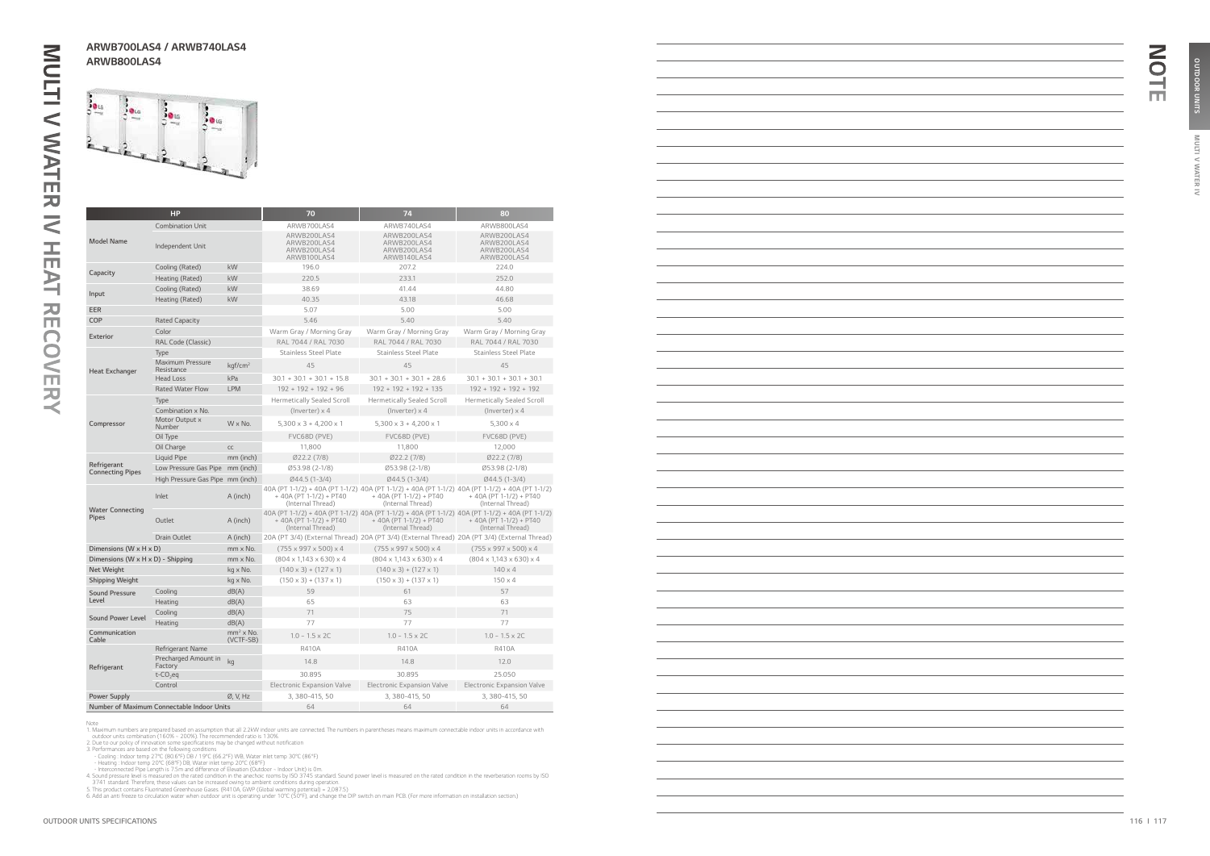# MULTI V WATER IV HEAT RECOVERY

## ARWB700LAS4 / ARWB740LAS4
## ARWB800LAS4

| HP | | | 70 | 74 | 80 |
|---|---|---|---|---|---|
| Model Name | Combination Unit | | ARWB700LAS4 | ARWB740LAS4 | ARWB800LAS4 |
| | Independent Unit | | ARWB200LAS4 ARWB200LAS4 ARWB200LAS4 ARWB100LAS4 | ARWB200LAS4 ARWB200LAS4 ARWB200LAS4 ARWB140LAS4 | ARWB200LAS4 ARWB200LAS4 ARWB200LAS4 ARWB200LAS4 |
| Capacity | Cooling (Rated) | kW | 196.0 | 207.2 | 224.0 |
| | Heating (Rated) | kW | 220.5 | 233.1 | 252.0 |
| Input | Cooling (Rated) | kW | 38.69 | 41.44 | 44.80 |
| | Heating (Rated) | kW | 40.35 | 43.18 | 46.68 |
| EER | | | 5.07 | 5.00 | 5.00 |
| COP | Rated Capacity | | 5.46 | 5.40 | 5.40 |
| Exterior | Color | | Warm Gray / Morning Gray | Warm Gray / Morning Gray | Warm Gray / Morning Gray |
| | RAL Code (Classic) | | RAL 7044 / RAL 7030 | RAL 7044 / RAL 7030 | RAL 7044 / RAL 7030 |
| Heat Exchanger | Type | | Stainless Steel Plate | Stainless Steel Plate | Stainless Steel Plate |
| | Maximum Pressure Resistance | $kgf/cm^2$ | 45 | 45 | 45 |
| | Head Loss | kPa | 30.1 + 30.1 + 30.1 + 15.8 | 30.1 + 30.1 + 30.1 + 28.6 | 30.1 + 30.1 + 30.1 + 30.1 |
| | Rated Water Flow | LPM | 192 + 192 + 192 + 96 | 192 + 192 + 192 + 135 | 192 + 192 + 192 + 192 |
| Compressor | Type | | Hermetically Sealed Scroll | Hermetically Sealed Scroll | Hermetically Sealed Scroll |
| | Combination x No. | | (Inverter) x 4 | (Inverter) x 4 | (Inverter) x 4 |
| | Motor Output x Number | W x No. | 5,300 x 3 + 4,200 x 1 | 5,300 x 3 + 4,200 x 1 | 5,300 x 4 |
| | Oil Type | | FVC68D (PVE) | FVC68D (PVE) | FVC68D (PVE) |
| | Oil Charge | cc | 11,800 | 11,800 | 12,000 |
| Refrigerant Connecting Pipes | Liquid Pipe | mm (inch) | Ø22.2 (7/8) | Ø22.2 (7/8) | Ø22.2 (7/8) |
| | Low Pressure Gas Pipe | mm (inch) | Ø53.98 (2-1/8) | Ø53.98 (2-1/8) | Ø53.98 (2-1/8) |
| | High Pressure Gas Pipe | mm (inch) | Ø44.5 (1-3/4) | Ø44.5 (1-3/4) | Ø44.5 (1-3/4) |
| Water Connecting Pipes | Inlet | A (inch) | 40A (PT 1-1/2) + 40A (PT 1-1/2) + 40A (PT 1-1/2) + PT40 (Internal Thread) | 40A (PT 1-1/2) + 40A (PT 1-1/2) + 40A (PT 1-1/2) + PT40 (Internal Thread) | 40A (PT 1-1/2) + 40A (PT 1-1/2) + 40A (PT 1-1/2) + PT40 (Internal Thread) |
| | Outlet | A (inch) | 40A (PT 1-1/2) + 40A (PT 1-1/2) + 40A (PT 1-1/2) + PT40 (Internal Thread) | 40A (PT 1-1/2) + 40A (PT 1-1/2) + 40A (PT 1-1/2) + PT40 (Internal Thread) | 40A (PT 1-1/2) + 40A (PT 1-1/2) + 40A (PT 1-1/2) + PT40 (Internal Thread) |
| | Drain Outlet | A (inch) | 20A (PT 3/4) (External Thread) | 20A (PT 3/4) (External Thread) | 20A (PT 3/4) (External Thread) |
| Dimensions (W x H x D) | | mm x No. | (755 x 997 x 500) x 4 | (755 x 997 x 500) x 4 | (755 x 997 x 500) x 4 |
| Dimensions (W x H x D) - Shipping | | mm x No. | (804 x 1,143 x 630) x 4 | (804 x 1,143 x 630) x 4 | (804 x 1,143 x 630) x 4 |
| Net Weight | | kg x No. | (140 x 3) + (127 x 1) | (140 x 3) + (127 x 1) | 140 x 4 |
| Shipping Weight | | kg x No. | (150 x 3) + (137 x 1) | (150 x 3) + (137 x 1) | 150 x 4 |
| Sound Pressure Level | Cooling | dB(A) | 59 | 61 | 57 |
| | Heating | dB(A) | 65 | 63 | 63 |
| Sound Power Level | Cooling | dB(A) | 71 | 75 | 71 |
| | Heating | dB(A) | 77 | 77 | 77 |
| Communication Cable | | $mm^2$ x No. (VCTF-SB) | 1.0 ~ 1.5 x 2C | 1.0 ~ 1.5 x 2C | 1.0 ~ 1.5 x 2C |
| Refrigerant | Refrigerant Name | | R410A | R410A | R410A |
| | Precharged Amount in Factory | kg | 14.8 | 14.8 | 12.0 |
| | t-$CO_2$eq | | 30.895 | 30.895 | 25.050 |
| | Control | | Electronic Expansion Valve | Electronic Expansion Valve | Electronic Expansion Valve |
| Power Supply | | Ø, V, Hz | 3, 380-415, 50 | 3, 380-415, 50 | 3, 380-415, 50 |
| Number of Maximum Connectable Indoor Units | | | 64 | 64 | 64 |

Note
1. Maximum numbers are prepared based on assumption that all 2.2kW indoor units are connected. The numbers in parentheses means maximum connectable indoor units in accordance with outdoor units combination (160% ~ 200%). The recommended ratio is 130%.
2. Due to our policy of innovation some specifications may be changed without notification
3. Performances are based on the following conditions
 - Cooling : Indoor temp 27°C (80.6°F) DB / 19°C (66.2°F) WB, Water inlet temp 30°C (86°F)
 - Heating : Indoor temp 20°C (68°F) DB, Water inlet temp 20°C (68°F)
 - Interconnected Pipe Length is 7.5m and difference of Elevation (Outdoor ~ Indoor Unit) is 0m.
4. Sound pressure level is measured on the rated condition in the anechoic rooms by ISO 3745 standard. Sound power level is measured on the rated condition in the reverberation rooms by ISO 3741 standard. Therefore, these values can be increased owing to ambient conditions during operation.
5. This product contains Fluorinated Greenhouse Gases. (R410A, GWP (Global warming potential) = 2,087.5)
6. Add an anti freeze to circulation water when outdoor unit is operating under 10°C (50°F), and change the DIP switch on main PCB. (For more information on installation section.)

# NOTE